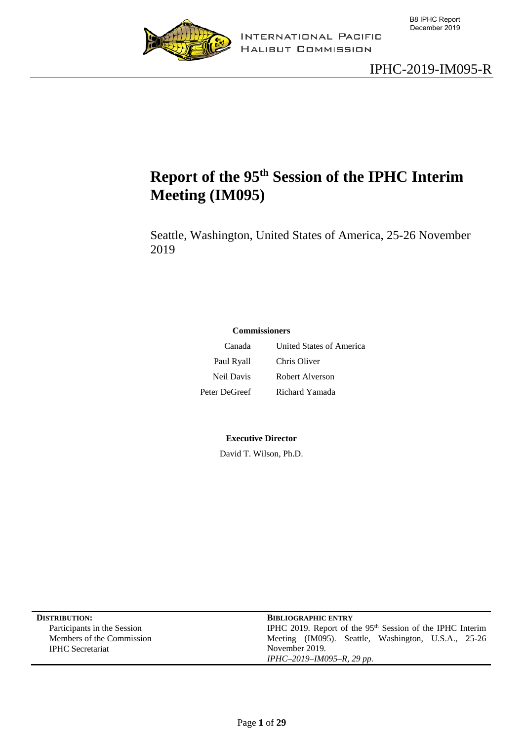B8 IPHC Report
December 2019

INTERNATIONAL PACIFIC HALIBUT COMMISSION

IPHC-2019-IM095-R

# Report of the 95th Session of the IPHC Interim Meeting (IM095)

Seattle, Washington, United States of America, 25-26 November 2019

**Commissioners**

| Canada | United States of America |
|---|---|
| Paul Ryall | Chris Oliver |
| Neil Davis | Robert Alverson |
| Peter DeGreef | Richard Yamada |

**Executive Director**

David T. Wilson, Ph.D.

| **DISTRIBUTION:** | **BIBLIOGRAPHIC ENTRY** |
|---|---|
| Participants in the Session<br>Members of the Commission<br>IPHC Secretariat | IPHC 2019. Report of the 95th Session of the IPHC Interim Meeting (IM095). Seattle, Washington, U.S.A., 25-26 November 2019.<br>*IPHC–2019–IM095–R, 29 pp.* |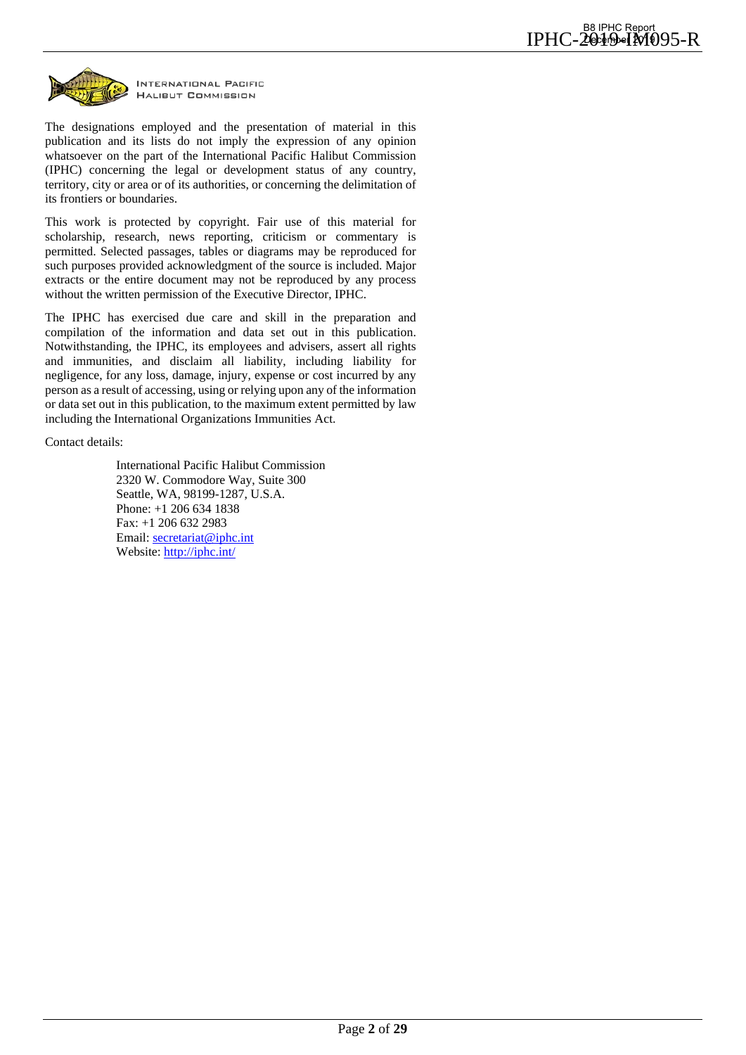INTERNATIONAL PACIFIC HALIBUT COMMISSION

The designations employed and the presentation of material in this publication and its lists do not imply the expression of any opinion whatsoever on the part of the International Pacific Halibut Commission (IPHC) concerning the legal or development status of any country, territory, city or area or of its authorities, or concerning the delimitation of its frontiers or boundaries.

This work is protected by copyright. Fair use of this material for scholarship, research, news reporting, criticism or commentary is permitted. Selected passages, tables or diagrams may be reproduced for such purposes provided acknowledgment of the source is included. Major extracts or the entire document may not be reproduced by any process without the written permission of the Executive Director, IPHC.

The IPHC has exercised due care and skill in the preparation and compilation of the information and data set out in this publication. Notwithstanding, the IPHC, its employees and advisers, assert all rights and immunities, and disclaim all liability, including liability for negligence, for any loss, damage, injury, expense or cost incurred by any person as a result of accessing, using or relying upon any of the information or data set out in this publication, to the maximum extent permitted by law including the International Organizations Immunities Act.

Contact details:

International Pacific Halibut Commission
2320 W. Commodore Way, Suite 300
Seattle, WA, 98199-1287, U.S.A.
Phone: +1 206 634 1838
Fax: +1 206 632 2983
Email: secretariat@iphc.int
Website: http://iphc.int/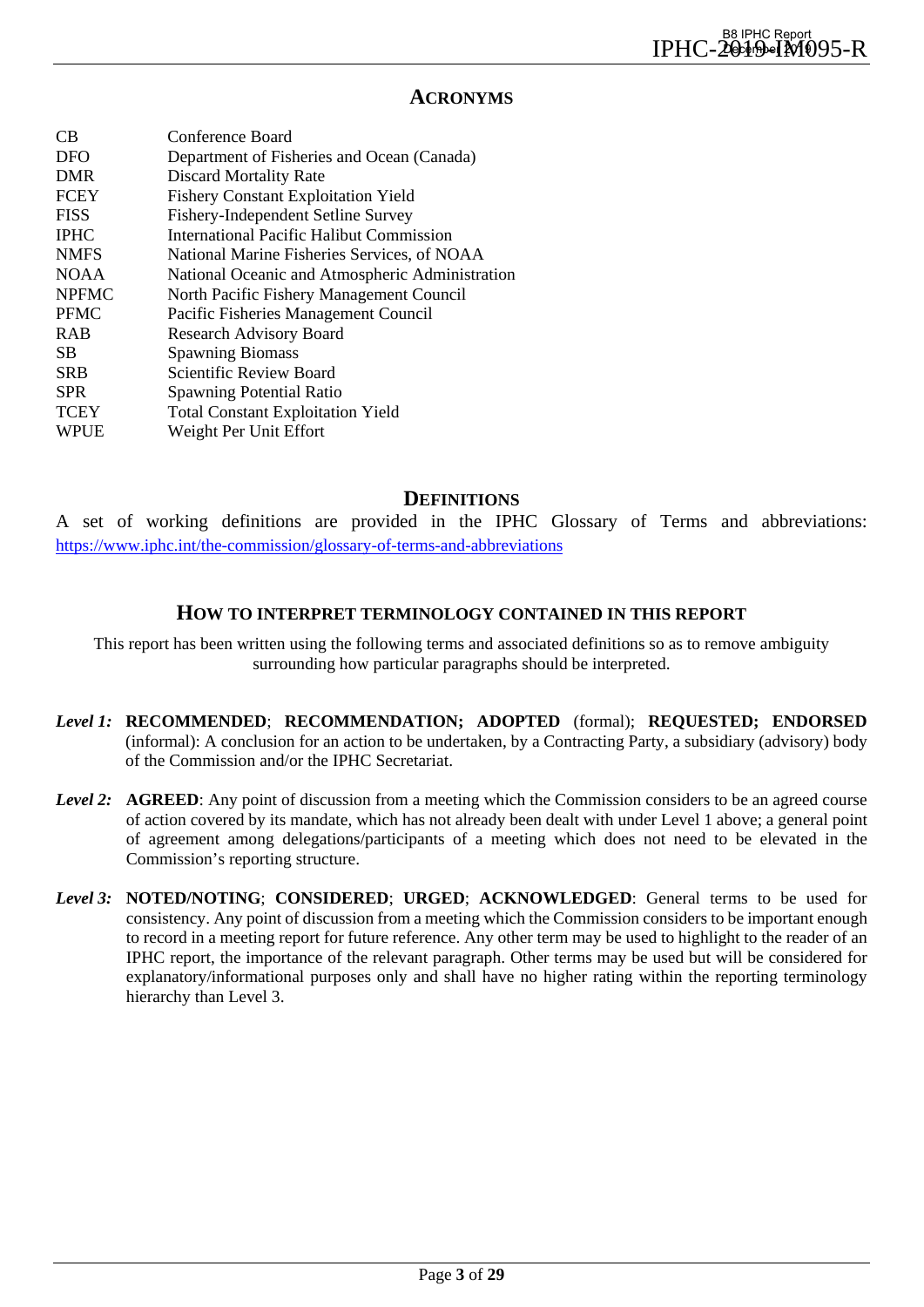## ACRONYMS

| | |
|---|---|
| CB | Conference Board |
| DFO | Department of Fisheries and Ocean (Canada) |
| DMR | Discard Mortality Rate |
| FCEY | Fishery Constant Exploitation Yield |
| FISS | Fishery-Independent Setline Survey |
| IPHC | International Pacific Halibut Commission |
| NMFS | National Marine Fisheries Services, of NOAA |
| NOAA | National Oceanic and Atmospheric Administration |
| NPFMC | North Pacific Fishery Management Council |
| PFMC | Pacific Fisheries Management Council |
| RAB | Research Advisory Board |
| SB | Spawning Biomass |
| SRB | Scientific Review Board |
| SPR | Spawning Potential Ratio |
| TCEY | Total Constant Exploitation Yield |
| WPUE | Weight Per Unit Effort |

## DEFINITIONS

A set of working definitions are provided in the IPHC Glossary of Terms and abbreviations: https://www.iphc.int/the-commission/glossary-of-terms-and-abbreviations

## HOW TO INTERPRET TERMINOLOGY CONTAINED IN THIS REPORT

This report has been written using the following terms and associated definitions so as to remove ambiguity surrounding how particular paragraphs should be interpreted.

*Level 1:* **RECOMMENDED**; **RECOMMENDATION; ADOPTED** (formal); **REQUESTED; ENDORSED** (informal): A conclusion for an action to be undertaken, by a Contracting Party, a subsidiary (advisory) body of the Commission and/or the IPHC Secretariat.

*Level 2:* **AGREED**: Any point of discussion from a meeting which the Commission considers to be an agreed course of action covered by its mandate, which has not already been dealt with under Level 1 above; a general point of agreement among delegations/participants of a meeting which does not need to be elevated in the Commission's reporting structure.

*Level 3:* **NOTED/NOTING**; **CONSIDERED**; **URGED**; **ACKNOWLEDGED**: General terms to be used for consistency. Any point of discussion from a meeting which the Commission considers to be important enough to record in a meeting report for future reference. Any other term may be used to highlight to the reader of an IPHC report, the importance of the relevant paragraph. Other terms may be used but will be considered for explanatory/informational purposes only and shall have no higher rating within the reporting terminology hierarchy than Level 3.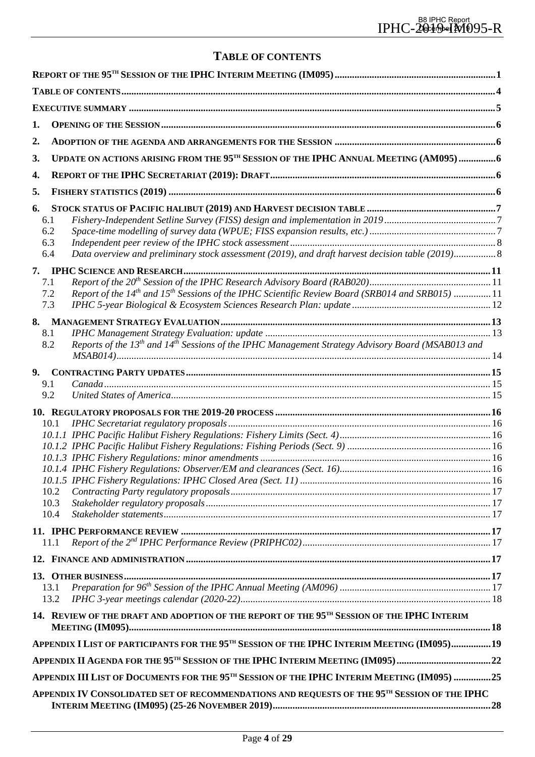## TABLE OF CONTENTS

REPORT OF THE 95TH SESSION OF THE IPHC INTERIM MEETING (IM095) .......... 1

TABLE OF CONTENTS .......... 4

EXECUTIVE SUMMARY .......... 5

1. OPENING OF THE SESSION .......... 6
2. ADOPTION OF THE AGENDA AND ARRANGEMENTS FOR THE SESSION .......... 6
3. UPDATE ON ACTIONS ARISING FROM THE 95TH SESSION OF THE IPHC ANNUAL MEETING (AM095) .......... 6
4. REPORT OF THE IPHC SECRETARIAT (2019): DRAFT .......... 6
5. FISHERY STATISTICS (2019) .......... 6
6. STOCK STATUS OF PACIFIC HALIBUT (2019) AND HARVEST DECISION TABLE .......... 7
   - 6.1 *Fishery-Independent Setline Survey (FISS) design and implementation in 2019* .......... 7
   - 6.2 *Space-time modelling of survey data (WPUE; FISS expansion results, etc.)* .......... 7
   - 6.3 *Independent peer review of the IPHC stock assessment* .......... 8
   - 6.4 *Data overview and preliminary stock assessment (2019), and draft harvest decision table (2019)* .......... 8
7. IPHC SCIENCE AND RESEARCH .......... 11
   - 7.1 *Report of the 20th Session of the IPHC Research Advisory Board (RAB020)* .......... 11
   - 7.2 *Report of the 14th and 15th Sessions of the IPHC Scientific Review Board (SRB014 and SRB015)* .......... 11
   - 7.3 *IPHC 5-year Biological & Ecosystem Sciences Research Plan: update* .......... 12
8. MANAGEMENT STRATEGY EVALUATION .......... 13
   - 8.1 *IPHC Management Strategy Evaluation: update* .......... 13
   - 8.2 *Reports of the 13th and 14th Sessions of the IPHC Management Strategy Advisory Board (MSAB013 and MSAB014)* .......... 14
9. CONTRACTING PARTY UPDATES .......... 15
   - 9.1 *Canada* .......... 15
   - 9.2 *United States of America* .......... 15
10. REGULATORY PROPOSALS FOR THE 2019-20 PROCESS .......... 16
    - 10.1 *IPHC Secretariat regulatory proposals* .......... 16
    - *10.1.1 IPHC Pacific Halibut Fishery Regulations: Fishery Limits (Sect. 4)* .......... 16
    - *10.1.2 IPHC Pacific Halibut Fishery Regulations: Fishing Periods (Sect. 9)* .......... 16
    - *10.1.3 IPHC Fishery Regulations: minor amendments* .......... 16
    - *10.1.4 IPHC Fishery Regulations: Observer/EM and clearances (Sect. 16)* .......... 16
    - *10.1.5 IPHC Fishery Regulations: IPHC Closed Area (Sect. 11)* .......... 16
    - 10.2 *Contracting Party regulatory proposals* .......... 17
    - 10.3 *Stakeholder regulatory proposals* .......... 17
    - 10.4 *Stakeholder statements* .......... 17
11. IPHC PERFORMANCE REVIEW .......... 17
    - 11.1 *Report of the 2nd IPHC Performance Review (PRIPHC02)* .......... 17
12. FINANCE AND ADMINISTRATION .......... 17
13. OTHER BUSINESS .......... 17
    - 13.1 *Preparation for 96th Session of the IPHC Annual Meeting (AM096)* .......... 17
    - 13.2 *IPHC 3-year meetings calendar (2020-22)* .......... 18
14. REVIEW OF THE DRAFT AND ADOPTION OF THE REPORT OF THE 95TH SESSION OF THE IPHC INTERIM MEETING (IM095) .......... 18

APPENDIX I LIST OF PARTICIPANTS FOR THE 95TH SESSION OF THE IPHC INTERIM MEETING (IM095) .......... 19

APPENDIX II AGENDA FOR THE 95TH SESSION OF THE IPHC INTERIM MEETING (IM095) .......... 22

APPENDIX III LIST OF DOCUMENTS FOR THE 95TH SESSION OF THE IPHC INTERIM MEETING (IM095) .......... 25

APPENDIX IV CONSOLIDATED SET OF RECOMMENDATIONS AND REQUESTS OF THE 95TH SESSION OF THE IPHC INTERIM MEETING (IM095) (25-26 NOVEMBER 2019) .......... 28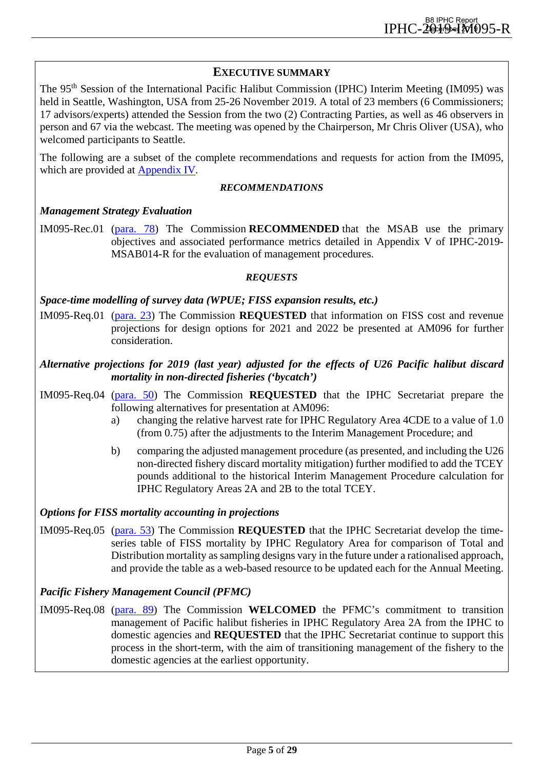## EXECUTIVE SUMMARY

The 95th Session of the International Pacific Halibut Commission (IPHC) Interim Meeting (IM095) was held in Seattle, Washington, USA from 25-26 November 2019. A total of 23 members (6 Commissioners; 17 advisors/experts) attended the Session from the two (2) Contracting Parties, as well as 46 observers in person and 67 via the webcast. The meeting was opened by the Chairperson, Mr Chris Oliver (USA), who welcomed participants to Seattle.

The following are a subset of the complete recommendations and requests for action from the IM095, which are provided at Appendix IV.

***RECOMMENDATIONS***

***Management Strategy Evaluation***

IM095-Rec.01 (para. 78) The Commission **RECOMMENDED** that the MSAB use the primary objectives and associated performance metrics detailed in Appendix V of IPHC-2019-MSAB014-R for the evaluation of management procedures.

***REQUESTS***

***Space-time modelling of survey data (WPUE; FISS expansion results, etc.)***

IM095-Req.01 (para. 23) The Commission **REQUESTED** that information on FISS cost and revenue projections for design options for 2021 and 2022 be presented at AM096 for further consideration.

***Alternative projections for 2019 (last year) adjusted for the effects of U26 Pacific halibut discard mortality in non-directed fisheries ('bycatch')***

IM095-Req.04 (para. 50) The Commission **REQUESTED** that the IPHC Secretariat prepare the following alternatives for presentation at AM096:

a) changing the relative harvest rate for IPHC Regulatory Area 4CDE to a value of 1.0 (from 0.75) after the adjustments to the Interim Management Procedure; and

b) comparing the adjusted management procedure (as presented, and including the U26 non-directed fishery discard mortality mitigation) further modified to add the TCEY pounds additional to the historical Interim Management Procedure calculation for IPHC Regulatory Areas 2A and 2B to the total TCEY.

***Options for FISS mortality accounting in projections***

IM095-Req.05 (para. 53) The Commission **REQUESTED** that the IPHC Secretariat develop the time-series table of FISS mortality by IPHC Regulatory Area for comparison of Total and Distribution mortality as sampling designs vary in the future under a rationalised approach, and provide the table as a web-based resource to be updated each for the Annual Meeting.

***Pacific Fishery Management Council (PFMC)***

IM095-Req.08 (para. 89) The Commission **WELCOMED** the PFMC's commitment to transition management of Pacific halibut fisheries in IPHC Regulatory Area 2A from the IPHC to domestic agencies and **REQUESTED** that the IPHC Secretariat continue to support this process in the short-term, with the aim of transitioning management of the fishery to the domestic agencies at the earliest opportunity.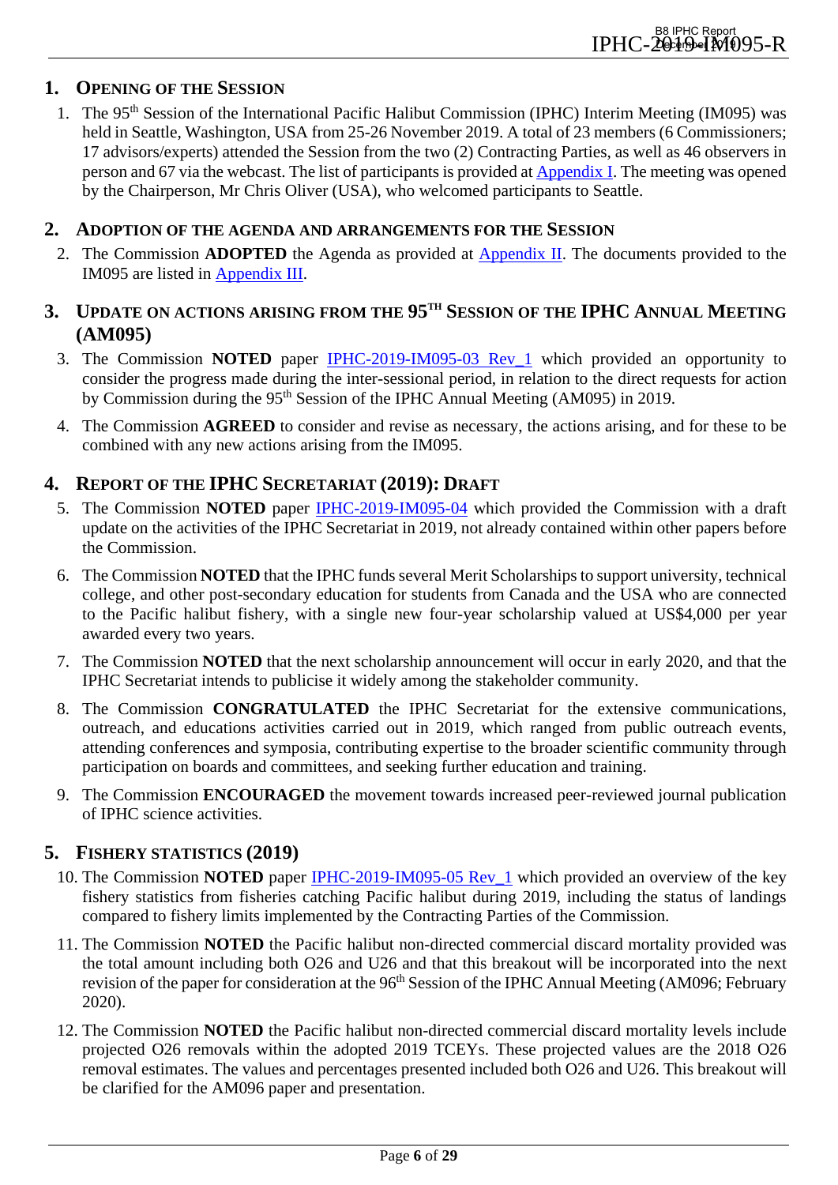## 1. Opening of the Session

1. The 95th Session of the International Pacific Halibut Commission (IPHC) Interim Meeting (IM095) was held in Seattle, Washington, USA from 25-26 November 2019. A total of 23 members (6 Commissioners; 17 advisors/experts) attended the Session from the two (2) Contracting Parties, as well as 46 observers in person and 67 via the webcast. The list of participants is provided at Appendix I. The meeting was opened by the Chairperson, Mr Chris Oliver (USA), who welcomed participants to Seattle.

## 2. Adoption of the Agenda and Arrangements for the Session

2. The Commission **ADOPTED** the Agenda as provided at Appendix II. The documents provided to the IM095 are listed in Appendix III.

## 3. Update on Actions Arising from the 95th Session of the IPHC Annual Meeting (AM095)

3. The Commission **NOTED** paper IPHC-2019-IM095-03 Rev_1 which provided an opportunity to consider the progress made during the inter-sessional period, in relation to the direct requests for action by Commission during the 95th Session of the IPHC Annual Meeting (AM095) in 2019.

4. The Commission **AGREED** to consider and revise as necessary, the actions arising, and for these to be combined with any new actions arising from the IM095.

## 4. Report of the IPHC Secretariat (2019): Draft

5. The Commission **NOTED** paper IPHC-2019-IM095-04 which provided the Commission with a draft update on the activities of the IPHC Secretariat in 2019, not already contained within other papers before the Commission.

6. The Commission **NOTED** that the IPHC funds several Merit Scholarships to support university, technical college, and other post-secondary education for students from Canada and the USA who are connected to the Pacific halibut fishery, with a single new four-year scholarship valued at US$4,000 per year awarded every two years.

7. The Commission **NOTED** that the next scholarship announcement will occur in early 2020, and that the IPHC Secretariat intends to publicise it widely among the stakeholder community.

8. The Commission **CONGRATULATED** the IPHC Secretariat for the extensive communications, outreach, and educations activities carried out in 2019, which ranged from public outreach events, attending conferences and symposia, contributing expertise to the broader scientific community through participation on boards and committees, and seeking further education and training.

9. The Commission **ENCOURAGED** the movement towards increased peer-reviewed journal publication of IPHC science activities.

## 5. Fishery Statistics (2019)

10. The Commission **NOTED** paper IPHC-2019-IM095-05 Rev_1 which provided an overview of the key fishery statistics from fisheries catching Pacific halibut during 2019, including the status of landings compared to fishery limits implemented by the Contracting Parties of the Commission.

11. The Commission **NOTED** the Pacific halibut non-directed commercial discard mortality provided was the total amount including both O26 and U26 and that this breakout will be incorporated into the next revision of the paper for consideration at the 96th Session of the IPHC Annual Meeting (AM096; February 2020).

12. The Commission **NOTED** the Pacific halibut non-directed commercial discard mortality levels include projected O26 removals within the adopted 2019 TCEYs. These projected values are the 2018 O26 removal estimates. The values and percentages presented included both O26 and U26. This breakout will be clarified for the AM096 paper and presentation.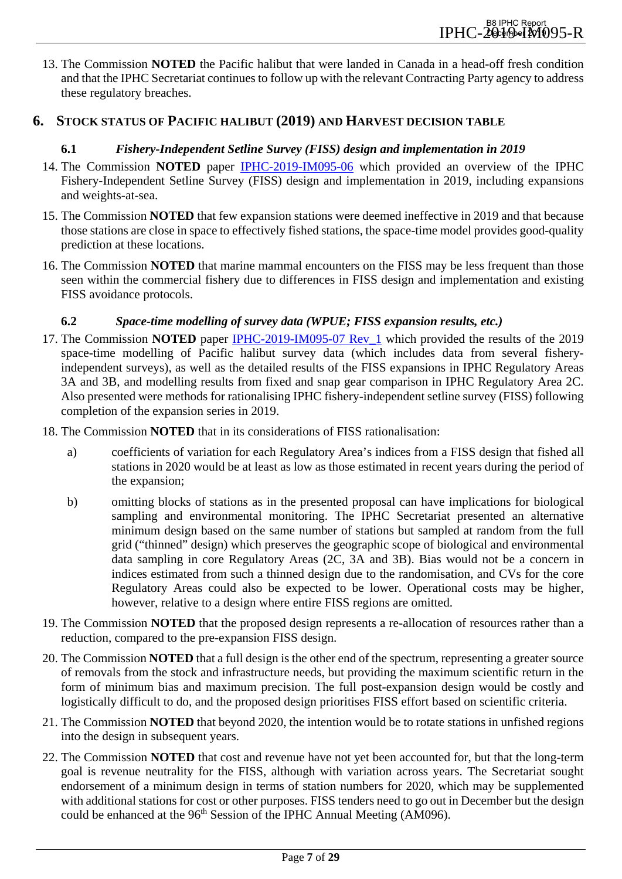13. The Commission **NOTED** the Pacific halibut that were landed in Canada in a head-off fresh condition and that the IPHC Secretariat continues to follow up with the relevant Contracting Party agency to address these regulatory breaches.

## 6. Stock status of Pacific halibut (2019) and Harvest decision table

### 6.1 *Fishery-Independent Setline Survey (FISS) design and implementation in 2019*

14. The Commission **NOTED** paper IPHC-2019-IM095-06 which provided an overview of the IPHC Fishery-Independent Setline Survey (FISS) design and implementation in 2019, including expansions and weights-at-sea.

15. The Commission **NOTED** that few expansion stations were deemed ineffective in 2019 and that because those stations are close in space to effectively fished stations, the space-time model provides good-quality prediction at these locations.

16. The Commission **NOTED** that marine mammal encounters on the FISS may be less frequent than those seen within the commercial fishery due to differences in FISS design and implementation and existing FISS avoidance protocols.

### 6.2 *Space-time modelling of survey data (WPUE; FISS expansion results, etc.)*

17. The Commission **NOTED** paper IPHC-2019-IM095-07 Rev_1 which provided the results of the 2019 space-time modelling of Pacific halibut survey data (which includes data from several fishery-independent surveys), as well as the detailed results of the FISS expansions in IPHC Regulatory Areas 3A and 3B, and modelling results from fixed and snap gear comparison in IPHC Regulatory Area 2C. Also presented were methods for rationalising IPHC fishery-independent setline survey (FISS) following completion of the expansion series in 2019.

18. The Commission **NOTED** that in its considerations of FISS rationalisation:
    a) coefficients of variation for each Regulatory Area's indices from a FISS design that fished all stations in 2020 would be at least as low as those estimated in recent years during the period of the expansion;
    b) omitting blocks of stations as in the presented proposal can have implications for biological sampling and environmental monitoring. The IPHC Secretariat presented an alternative minimum design based on the same number of stations but sampled at random from the full grid ("thinned" design) which preserves the geographic scope of biological and environmental data sampling in core Regulatory Areas (2C, 3A and 3B). Bias would not be a concern in indices estimated from such a thinned design due to the randomisation, and CVs for the core Regulatory Areas could also be expected to be lower. Operational costs may be higher, however, relative to a design where entire FISS regions are omitted.

19. The Commission **NOTED** that the proposed design represents a re-allocation of resources rather than a reduction, compared to the pre-expansion FISS design.

20. The Commission **NOTED** that a full design is the other end of the spectrum, representing a greater source of removals from the stock and infrastructure needs, but providing the maximum scientific return in the form of minimum bias and maximum precision. The full post-expansion design would be costly and logistically difficult to do, and the proposed design prioritises FISS effort based on scientific criteria.

21. The Commission **NOTED** that beyond 2020, the intention would be to rotate stations in unfished regions into the design in subsequent years.

22. The Commission **NOTED** that cost and revenue have not yet been accounted for, but that the long-term goal is revenue neutrality for the FISS, although with variation across years. The Secretariat sought endorsement of a minimum design in terms of station numbers for 2020, which may be supplemented with additional stations for cost or other purposes. FISS tenders need to go out in December but the design could be enhanced at the 96th Session of the IPHC Annual Meeting (AM096).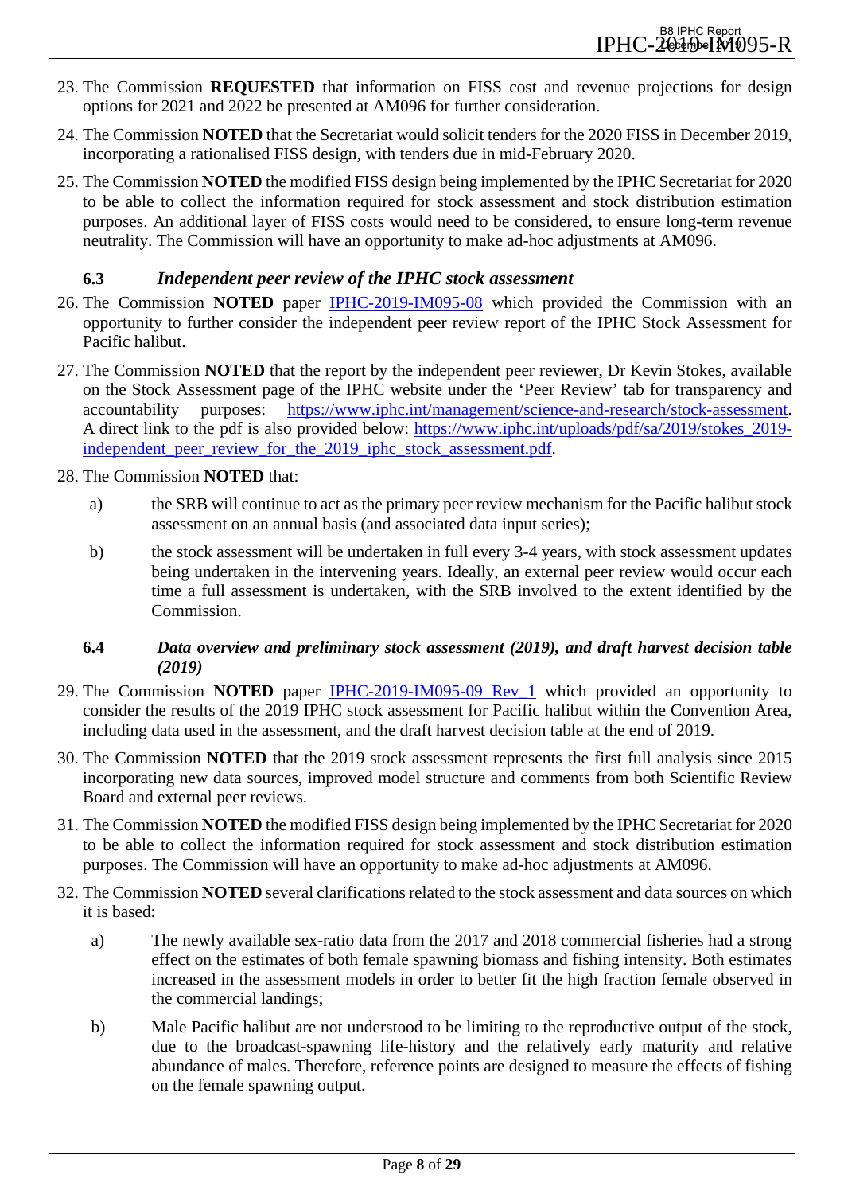23. The Commission **REQUESTED** that information on FISS cost and revenue projections for design options for 2021 and 2022 be presented at AM096 for further consideration.

24. The Commission **NOTED** that the Secretariat would solicit tenders for the 2020 FISS in December 2019, incorporating a rationalised FISS design, with tenders due in mid-February 2020.

25. The Commission **NOTED** the modified FISS design being implemented by the IPHC Secretariat for 2020 to be able to collect the information required for stock assessment and stock distribution estimation purposes. An additional layer of FISS costs would need to be considered, to ensure long-term revenue neutrality. The Commission will have an opportunity to make ad-hoc adjustments at AM096.

### 6.3 *Independent peer review of the IPHC stock assessment*

26. The Commission **NOTED** paper IPHC-2019-IM095-08 which provided the Commission with an opportunity to further consider the independent peer review report of the IPHC Stock Assessment for Pacific halibut.

27. The Commission **NOTED** that the report by the independent peer reviewer, Dr Kevin Stokes, available on the Stock Assessment page of the IPHC website under the 'Peer Review' tab for transparency and accountability purposes: https://www.iphc.int/management/science-and-research/stock-assessment. A direct link to the pdf is also provided below: https://www.iphc.int/uploads/pdf/sa/2019/stokes_2019-independent_peer_review_for_the_2019_iphc_stock_assessment.pdf.

28. The Commission **NOTED** that:
    a) the SRB will continue to act as the primary peer review mechanism for the Pacific halibut stock assessment on an annual basis (and associated data input series);
    b) the stock assessment will be undertaken in full every 3-4 years, with stock assessment updates being undertaken in the intervening years. Ideally, an external peer review would occur each time a full assessment is undertaken, with the SRB involved to the extent identified by the Commission.

### 6.4 *Data overview and preliminary stock assessment (2019), and draft harvest decision table (2019)*

29. The Commission **NOTED** paper IPHC-2019-IM095-09 Rev_1 which provided an opportunity to consider the results of the 2019 IPHC stock assessment for Pacific halibut within the Convention Area, including data used in the assessment, and the draft harvest decision table at the end of 2019.

30. The Commission **NOTED** that the 2019 stock assessment represents the first full analysis since 2015 incorporating new data sources, improved model structure and comments from both Scientific Review Board and external peer reviews.

31. The Commission **NOTED** the modified FISS design being implemented by the IPHC Secretariat for 2020 to be able to collect the information required for stock assessment and stock distribution estimation purposes. The Commission will have an opportunity to make ad-hoc adjustments at AM096.

32. The Commission **NOTED** several clarifications related to the stock assessment and data sources on which it is based:
    a) The newly available sex-ratio data from the 2017 and 2018 commercial fisheries had a strong effect on the estimates of both female spawning biomass and fishing intensity. Both estimates increased in the assessment models in order to better fit the high fraction female observed in the commercial landings;
    b) Male Pacific halibut are not understood to be limiting to the reproductive output of the stock, due to the broadcast-spawning life-history and the relatively early maturity and relative abundance of males. Therefore, reference points are designed to measure the effects of fishing on the female spawning output.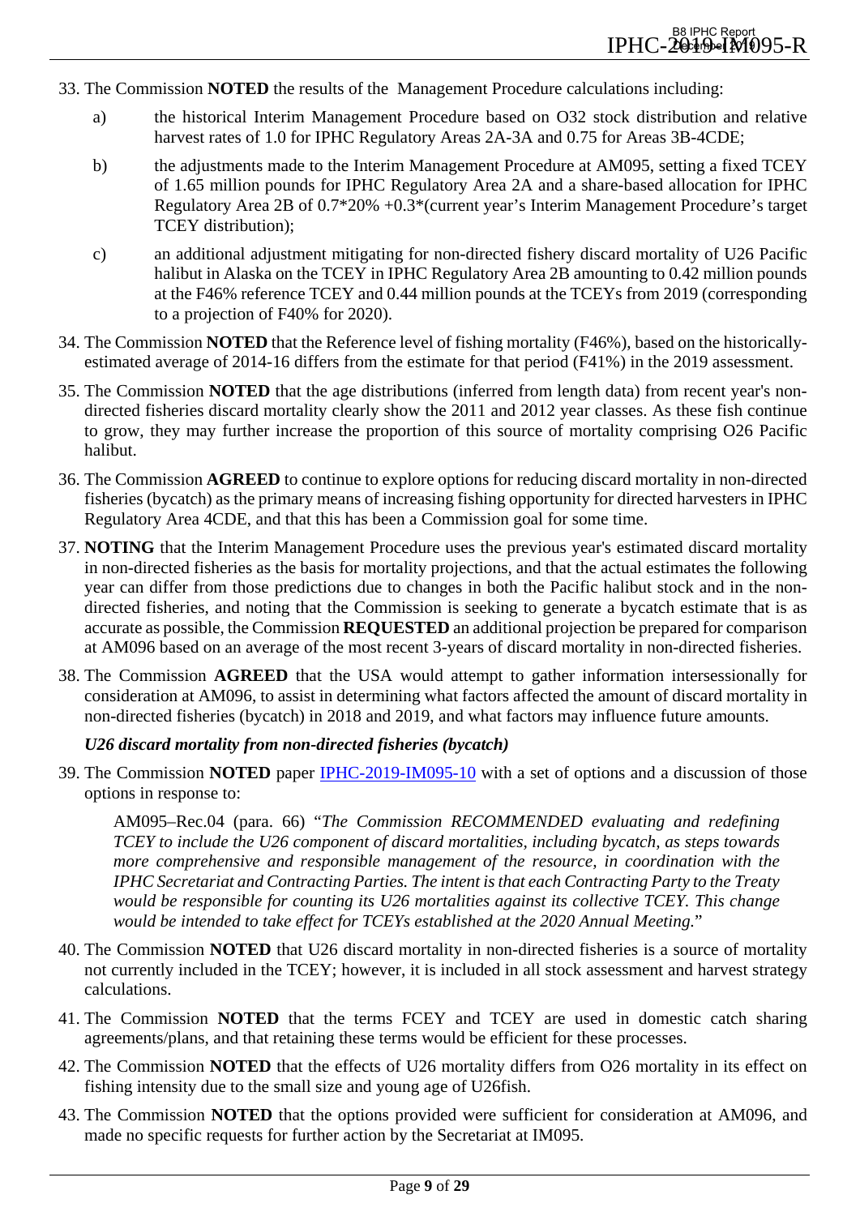33. The Commission **NOTED** the results of the Management Procedure calculations including:

   a) the historical Interim Management Procedure based on O32 stock distribution and relative harvest rates of 1.0 for IPHC Regulatory Areas 2A-3A and 0.75 for Areas 3B-4CDE;

   b) the adjustments made to the Interim Management Procedure at AM095, setting a fixed TCEY of 1.65 million pounds for IPHC Regulatory Area 2A and a share-based allocation for IPHC Regulatory Area 2B of 0.7*20% +0.3*(current year's Interim Management Procedure's target TCEY distribution);

   c) an additional adjustment mitigating for non-directed fishery discard mortality of U26 Pacific halibut in Alaska on the TCEY in IPHC Regulatory Area 2B amounting to 0.42 million pounds at the F46% reference TCEY and 0.44 million pounds at the TCEYs from 2019 (corresponding to a projection of F40% for 2020).

34. The Commission **NOTED** that the Reference level of fishing mortality (F46%), based on the historically-estimated average of 2014-16 differs from the estimate for that period (F41%) in the 2019 assessment.

35. The Commission **NOTED** that the age distributions (inferred from length data) from recent year's non-directed fisheries discard mortality clearly show the 2011 and 2012 year classes. As these fish continue to grow, they may further increase the proportion of this source of mortality comprising O26 Pacific halibut.

36. The Commission **AGREED** to continue to explore options for reducing discard mortality in non-directed fisheries (bycatch) as the primary means of increasing fishing opportunity for directed harvesters in IPHC Regulatory Area 4CDE, and that this has been a Commission goal for some time.

37. **NOTING** that the Interim Management Procedure uses the previous year's estimated discard mortality in non-directed fisheries as the basis for mortality projections, and that the actual estimates the following year can differ from those predictions due to changes in both the Pacific halibut stock and in the non-directed fisheries, and noting that the Commission is seeking to generate a bycatch estimate that is as accurate as possible, the Commission **REQUESTED** an additional projection be prepared for comparison at AM096 based on an average of the most recent 3-years of discard mortality in non-directed fisheries.

38. The Commission **AGREED** that the USA would attempt to gather information intersessionally for consideration at AM096, to assist in determining what factors affected the amount of discard mortality in non-directed fisheries (bycatch) in 2018 and 2019, and what factors may influence future amounts.

### *U26 discard mortality from non-directed fisheries (bycatch)*

39. The Commission **NOTED** paper IPHC-2019-IM095-10 with a set of options and a discussion of those options in response to:

    AM095–Rec.04 (para. 66) "*The Commission RECOMMENDED evaluating and redefining TCEY to include the U26 component of discard mortalities, including bycatch, as steps towards more comprehensive and responsible management of the resource, in coordination with the IPHC Secretariat and Contracting Parties. The intent is that each Contracting Party to the Treaty would be responsible for counting its U26 mortalities against its collective TCEY. This change would be intended to take effect for TCEYs established at the 2020 Annual Meeting.*"

40. The Commission **NOTED** that U26 discard mortality in non-directed fisheries is a source of mortality not currently included in the TCEY; however, it is included in all stock assessment and harvest strategy calculations.

41. The Commission **NOTED** that the terms FCEY and TCEY are used in domestic catch sharing agreements/plans, and that retaining these terms would be efficient for these processes.

42. The Commission **NOTED** that the effects of U26 mortality differs from O26 mortality in its effect on fishing intensity due to the small size and young age of U26fish.

43. The Commission **NOTED** that the options provided were sufficient for consideration at AM096, and made no specific requests for further action by the Secretariat at IM095.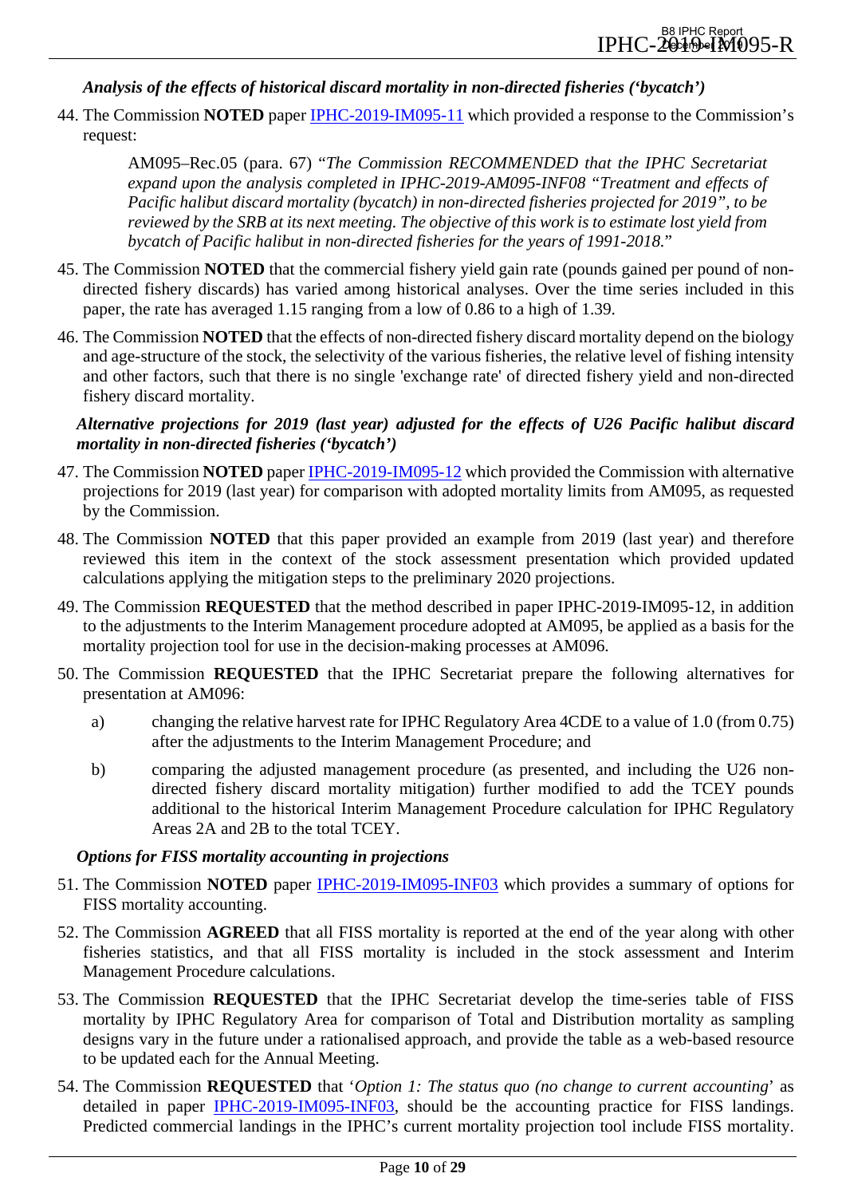### *Analysis of the effects of historical discard mortality in non-directed fisheries ('bycatch')*

44. The Commission **NOTED** paper IPHC-2019-IM095-11 which provided a response to the Commission's request:

    AM095–Rec.05 (para. 67) "*The Commission RECOMMENDED that the IPHC Secretariat expand upon the analysis completed in IPHC-2019-AM095-INF08 "Treatment and effects of Pacific halibut discard mortality (bycatch) in non-directed fisheries projected for 2019", to be reviewed by the SRB at its next meeting. The objective of this work is to estimate lost yield from bycatch of Pacific halibut in non-directed fisheries for the years of 1991-2018.*"

45. The Commission **NOTED** that the commercial fishery yield gain rate (pounds gained per pound of non-directed fishery discards) has varied among historical analyses. Over the time series included in this paper, the rate has averaged 1.15 ranging from a low of 0.86 to a high of 1.39.

46. The Commission **NOTED** that the effects of non-directed fishery discard mortality depend on the biology and age-structure of the stock, the selectivity of the various fisheries, the relative level of fishing intensity and other factors, such that there is no single 'exchange rate' of directed fishery yield and non-directed fishery discard mortality.

### *Alternative projections for 2019 (last year) adjusted for the effects of U26 Pacific halibut discard mortality in non-directed fisheries ('bycatch')*

47. The Commission **NOTED** paper IPHC-2019-IM095-12 which provided the Commission with alternative projections for 2019 (last year) for comparison with adopted mortality limits from AM095, as requested by the Commission.

48. The Commission **NOTED** that this paper provided an example from 2019 (last year) and therefore reviewed this item in the context of the stock assessment presentation which provided updated calculations applying the mitigation steps to the preliminary 2020 projections.

49. The Commission **REQUESTED** that the method described in paper IPHC-2019-IM095-12, in addition to the adjustments to the Interim Management procedure adopted at AM095, be applied as a basis for the mortality projection tool for use in the decision-making processes at AM096.

50. The Commission **REQUESTED** that the IPHC Secretariat prepare the following alternatives for presentation at AM096:
    - a) changing the relative harvest rate for IPHC Regulatory Area 4CDE to a value of 1.0 (from 0.75) after the adjustments to the Interim Management Procedure; and
    - b) comparing the adjusted management procedure (as presented, and including the U26 non-directed fishery discard mortality mitigation) further modified to add the TCEY pounds additional to the historical Interim Management Procedure calculation for IPHC Regulatory Areas 2A and 2B to the total TCEY.

### *Options for FISS mortality accounting in projections*

51. The Commission **NOTED** paper IPHC-2019-IM095-INF03 which provides a summary of options for FISS mortality accounting.

52. The Commission **AGREED** that all FISS mortality is reported at the end of the year along with other fisheries statistics, and that all FISS mortality is included in the stock assessment and Interim Management Procedure calculations.

53. The Commission **REQUESTED** that the IPHC Secretariat develop the time-series table of FISS mortality by IPHC Regulatory Area for comparison of Total and Distribution mortality as sampling designs vary in the future under a rationalised approach, and provide the table as a web-based resource to be updated each for the Annual Meeting.

54. The Commission **REQUESTED** that '*Option 1: The status quo (no change to current accounting*' as detailed in paper IPHC-2019-IM095-INF03, should be the accounting practice for FISS landings. Predicted commercial landings in the IPHC's current mortality projection tool include FISS mortality.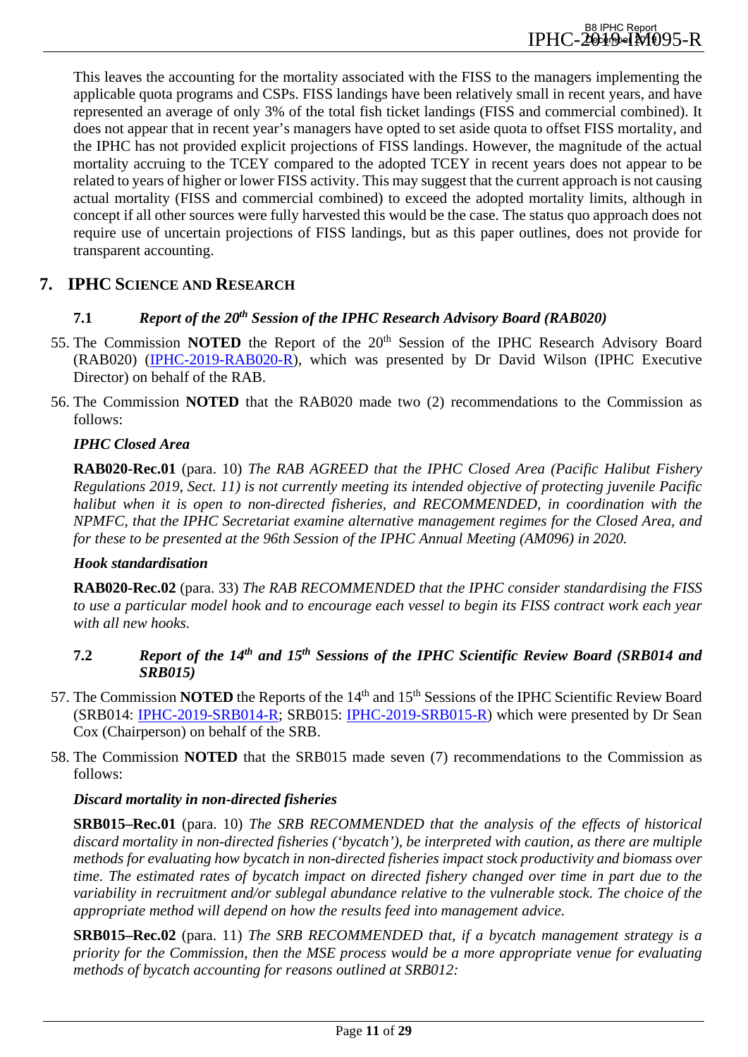This leaves the accounting for the mortality associated with the FISS to the managers implementing the applicable quota programs and CSPs. FISS landings have been relatively small in recent years, and have represented an average of only 3% of the total fish ticket landings (FISS and commercial combined). It does not appear that in recent year's managers have opted to set aside quota to offset FISS mortality, and the IPHC has not provided explicit projections of FISS landings. However, the magnitude of the actual mortality accruing to the TCEY compared to the adopted TCEY in recent years does not appear to be related to years of higher or lower FISS activity. This may suggest that the current approach is not causing actual mortality (FISS and commercial combined) to exceed the adopted mortality limits, although in concept if all other sources were fully harvested this would be the case. The status quo approach does not require use of uncertain projections of FISS landings, but as this paper outlines, does not provide for transparent accounting.

## 7. IPHC Science and Research

### 7.1 *Report of the 20th Session of the IPHC Research Advisory Board (RAB020)*

55. The Commission **NOTED** the Report of the 20th Session of the IPHC Research Advisory Board (RAB020) (IPHC-2019-RAB020-R), which was presented by Dr David Wilson (IPHC Executive Director) on behalf of the RAB.

56. The Commission **NOTED** that the RAB020 made two (2) recommendations to the Commission as follows:

***IPHC Closed Area***

**RAB020-Rec.01** (para. 10) *The RAB AGREED that the IPHC Closed Area (Pacific Halibut Fishery Regulations 2019, Sect. 11) is not currently meeting its intended objective of protecting juvenile Pacific halibut when it is open to non-directed fisheries, and RECOMMENDED, in coordination with the NPMFC, that the IPHC Secretariat examine alternative management regimes for the Closed Area, and for these to be presented at the 96th Session of the IPHC Annual Meeting (AM096) in 2020.*

***Hook standardisation***

**RAB020-Rec.02** (para. 33) *The RAB RECOMMENDED that the IPHC consider standardising the FISS to use a particular model hook and to encourage each vessel to begin its FISS contract work each year with all new hooks.*

### 7.2 *Report of the 14th and 15th Sessions of the IPHC Scientific Review Board (SRB014 and SRB015)*

57. The Commission **NOTED** the Reports of the 14th and 15th Sessions of the IPHC Scientific Review Board (SRB014: IPHC-2019-SRB014-R; SRB015: IPHC-2019-SRB015-R) which were presented by Dr Sean Cox (Chairperson) on behalf of the SRB.

58. The Commission **NOTED** that the SRB015 made seven (7) recommendations to the Commission as follows:

***Discard mortality in non-directed fisheries***

**SRB015–Rec.01** (para. 10) *The SRB RECOMMENDED that the analysis of the effects of historical discard mortality in non-directed fisheries ('bycatch'), be interpreted with caution, as there are multiple methods for evaluating how bycatch in non-directed fisheries impact stock productivity and biomass over time. The estimated rates of bycatch impact on directed fishery changed over time in part due to the variability in recruitment and/or sublegal abundance relative to the vulnerable stock. The choice of the appropriate method will depend on how the results feed into management advice.*

**SRB015–Rec.02** (para. 11) *The SRB RECOMMENDED that, if a bycatch management strategy is a priority for the Commission, then the MSE process would be a more appropriate venue for evaluating methods of bycatch accounting for reasons outlined at SRB012:*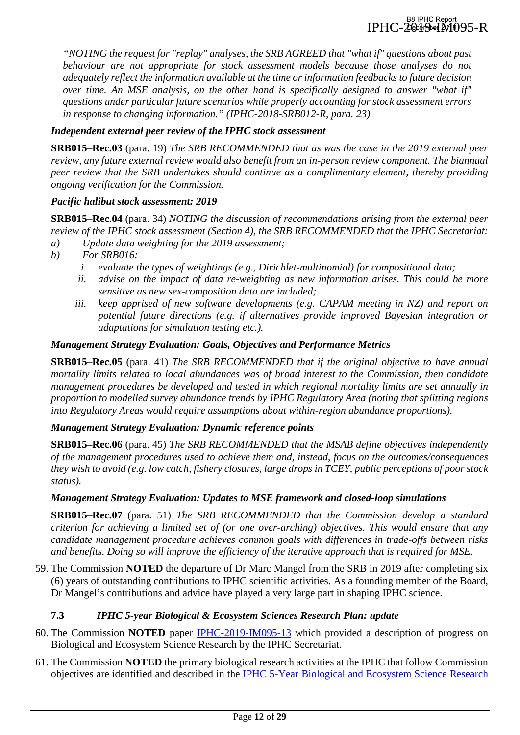*"NOTING the request for "replay" analyses, the SRB AGREED that "what if" questions about past behaviour are not appropriate for stock assessment models because those analyses do not adequately reflect the information available at the time or information feedbacks to future decision over time. An MSE analysis, on the other hand is specifically designed to answer "what if" questions under particular future scenarios while properly accounting for stock assessment errors in response to changing information." (IPHC-2018-SRB012-R, para. 23)*

***Independent external peer review of the IPHC stock assessment***

**SRB015–Rec.03** (para. 19) *The SRB RECOMMENDED that as was the case in the 2019 external peer review, any future external review would also benefit from an in-person review component. The biannual peer review that the SRB undertakes should continue as a complimentary element, thereby providing ongoing verification for the Commission.*

***Pacific halibut stock assessment: 2019***

**SRB015–Rec.04** (para. 34) *NOTING the discussion of recommendations arising from the external peer review of the IPHC stock assessment (Section 4), the SRB RECOMMENDED that the IPHC Secretariat:*

*a) Update data weighting for the 2019 assessment;*

*b) For SRB016:*

  *i. evaluate the types of weightings (e.g., Dirichlet-multinomial) for compositional data;*

  *ii. advise on the impact of data re-weighting as new information arises. This could be more sensitive as new sex-composition data are included;*

  *iii. keep apprised of new software developments (e.g. CAPAM meeting in NZ) and report on potential future directions (e.g. if alternatives provide improved Bayesian integration or adaptations for simulation testing etc.).*

***Management Strategy Evaluation: Goals, Objectives and Performance Metrics***

**SRB015–Rec.05** (para. 41) *The SRB RECOMMENDED that if the original objective to have annual mortality limits related to local abundances was of broad interest to the Commission, then candidate management procedures be developed and tested in which regional mortality limits are set annually in proportion to modelled survey abundance trends by IPHC Regulatory Area (noting that splitting regions into Regulatory Areas would require assumptions about within-region abundance proportions).*

***Management Strategy Evaluation: Dynamic reference points***

**SRB015–Rec.06** (para. 45) *The SRB RECOMMENDED that the MSAB define objectives independently of the management procedures used to achieve them and, instead, focus on the outcomes/consequences they wish to avoid (e.g. low catch, fishery closures, large drops in TCEY, public perceptions of poor stock status).*

***Management Strategy Evaluation: Updates to MSE framework and closed-loop simulations***

**SRB015–Rec.07** (para. 51) *The SRB RECOMMENDED that the Commission develop a standard criterion for achieving a limited set of (or one over-arching) objectives. This would ensure that any candidate management procedure achieves common goals with differences in trade-offs between risks and benefits. Doing so will improve the efficiency of the iterative approach that is required for MSE.*

59. The Commission **NOTED** the departure of Dr Marc Mangel from the SRB in 2019 after completing six (6) years of outstanding contributions to IPHC scientific activities. As a founding member of the Board, Dr Mangel's contributions and advice have played a very large part in shaping IPHC science.

### 7.3 *IPHC 5-year Biological & Ecosystem Sciences Research Plan: update*

60. The Commission **NOTED** paper IPHC-2019-IM095-13 which provided a description of progress on Biological and Ecosystem Science Research by the IPHC Secretariat.

61. The Commission **NOTED** the primary biological research activities at the IPHC that follow Commission objectives are identified and described in the IPHC 5-Year Biological and Ecosystem Science Research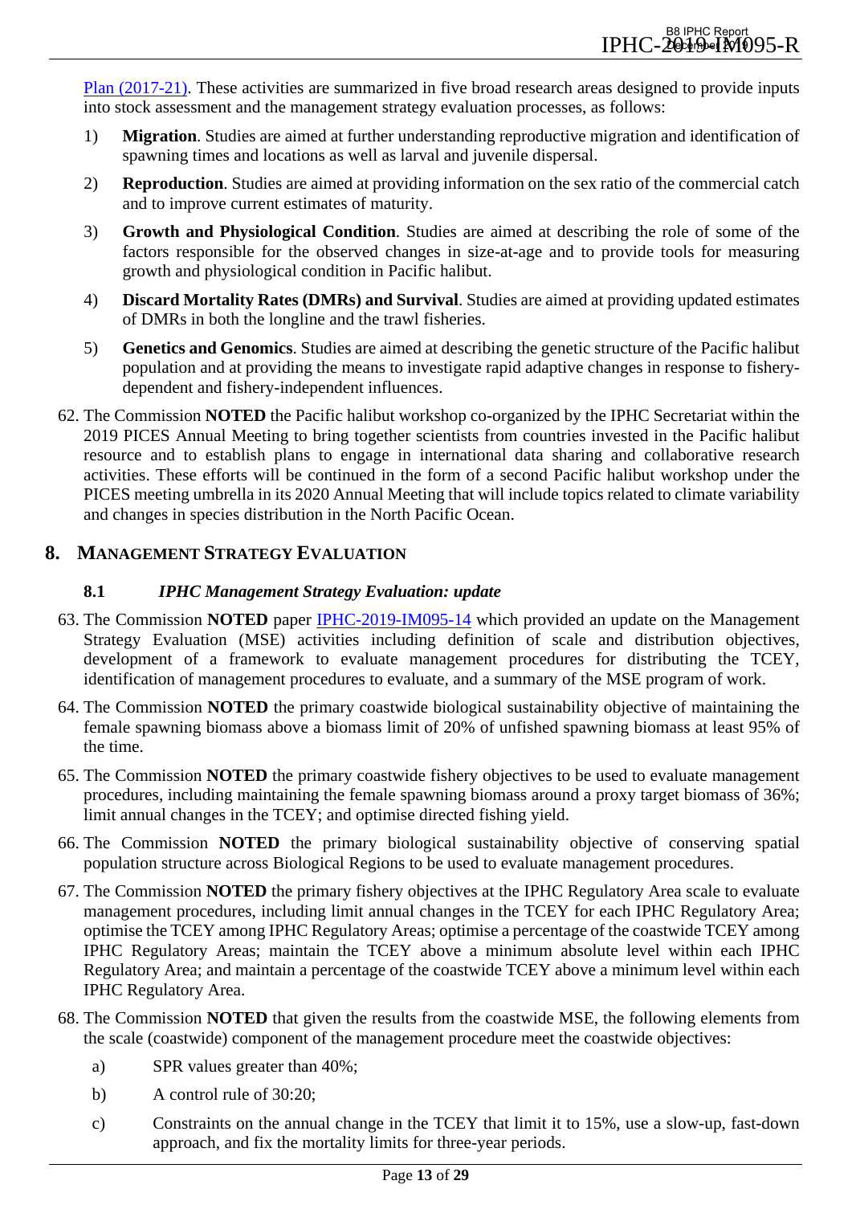Plan (2017-21). These activities are summarized in five broad research areas designed to provide inputs into stock assessment and the management strategy evaluation processes, as follows:

1) **Migration**. Studies are aimed at further understanding reproductive migration and identification of spawning times and locations as well as larval and juvenile dispersal.
2) **Reproduction**. Studies are aimed at providing information on the sex ratio of the commercial catch and to improve current estimates of maturity.
3) **Growth and Physiological Condition**. Studies are aimed at describing the role of some of the factors responsible for the observed changes in size-at-age and to provide tools for measuring growth and physiological condition in Pacific halibut.
4) **Discard Mortality Rates (DMRs) and Survival**. Studies are aimed at providing updated estimates of DMRs in both the longline and the trawl fisheries.
5) **Genetics and Genomics**. Studies are aimed at describing the genetic structure of the Pacific halibut population and at providing the means to investigate rapid adaptive changes in response to fishery-dependent and fishery-independent influences.

62. The Commission **NOTED** the Pacific halibut workshop co-organized by the IPHC Secretariat within the 2019 PICES Annual Meeting to bring together scientists from countries invested in the Pacific halibut resource and to establish plans to engage in international data sharing and collaborative research activities. These efforts will be continued in the form of a second Pacific halibut workshop under the PICES meeting umbrella in its 2020 Annual Meeting that will include topics related to climate variability and changes in species distribution in the North Pacific Ocean.

## 8. MANAGEMENT STRATEGY EVALUATION

### 8.1 *IPHC Management Strategy Evaluation: update*

63. The Commission **NOTED** paper IPHC-2019-IM095-14 which provided an update on the Management Strategy Evaluation (MSE) activities including definition of scale and distribution objectives, development of a framework to evaluate management procedures for distributing the TCEY, identification of management procedures to evaluate, and a summary of the MSE program of work.
64. The Commission **NOTED** the primary coastwide biological sustainability objective of maintaining the female spawning biomass above a biomass limit of 20% of unfished spawning biomass at least 95% of the time.
65. The Commission **NOTED** the primary coastwide fishery objectives to be used to evaluate management procedures, including maintaining the female spawning biomass around a proxy target biomass of 36%; limit annual changes in the TCEY; and optimise directed fishing yield.
66. The Commission **NOTED** the primary biological sustainability objective of conserving spatial population structure across Biological Regions to be used to evaluate management procedures.
67. The Commission **NOTED** the primary fishery objectives at the IPHC Regulatory Area scale to evaluate management procedures, including limit annual changes in the TCEY for each IPHC Regulatory Area; optimise the TCEY among IPHC Regulatory Areas; optimise a percentage of the coastwide TCEY among IPHC Regulatory Areas; maintain the TCEY above a minimum absolute level within each IPHC Regulatory Area; and maintain a percentage of the coastwide TCEY above a minimum level within each IPHC Regulatory Area.
68. The Commission **NOTED** that given the results from the coastwide MSE, the following elements from the scale (coastwide) component of the management procedure meet the coastwide objectives:
    a) SPR values greater than 40%;
    b) A control rule of 30:20;
    c) Constraints on the annual change in the TCEY that limit it to 15%, use a slow-up, fast-down approach, and fix the mortality limits for three-year periods.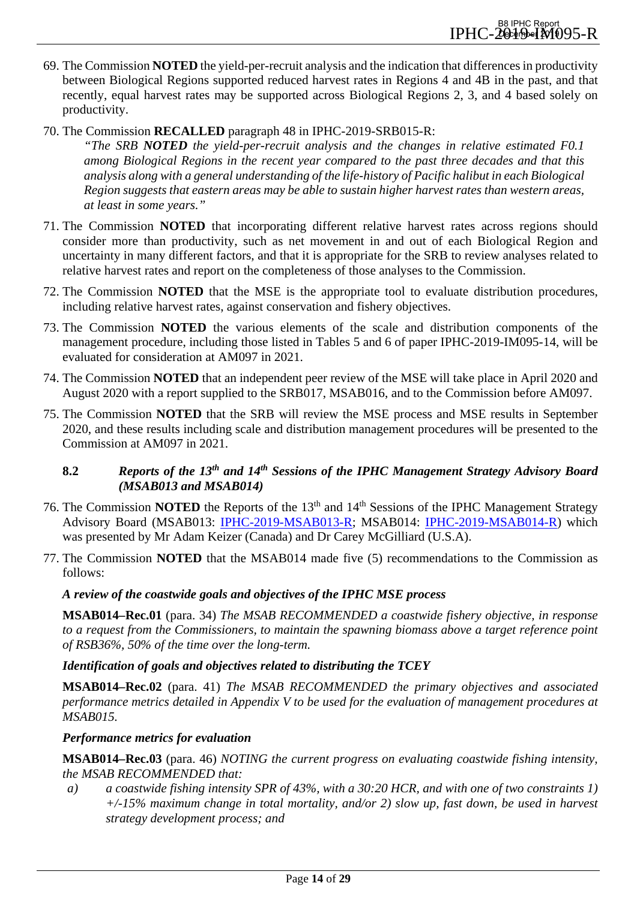69. The Commission **NOTED** the yield-per-recruit analysis and the indication that differences in productivity between Biological Regions supported reduced harvest rates in Regions 4 and 4B in the past, and that recently, equal harvest rates may be supported across Biological Regions 2, 3, and 4 based solely on productivity.

70. The Commission **RECALLED** paragraph 48 in IPHC-2019-SRB015-R:

    *"The SRB **NOTED** the yield-per-recruit analysis and the changes in relative estimated F0.1 among Biological Regions in the recent year compared to the past three decades and that this analysis along with a general understanding of the life-history of Pacific halibut in each Biological Region suggests that eastern areas may be able to sustain higher harvest rates than western areas, at least in some years."*

71. The Commission **NOTED** that incorporating different relative harvest rates across regions should consider more than productivity, such as net movement in and out of each Biological Region and uncertainty in many different factors, and that it is appropriate for the SRB to review analyses related to relative harvest rates and report on the completeness of those analyses to the Commission.

72. The Commission **NOTED** that the MSE is the appropriate tool to evaluate distribution procedures, including relative harvest rates, against conservation and fishery objectives.

73. The Commission **NOTED** the various elements of the scale and distribution components of the management procedure, including those listed in Tables 5 and 6 of paper IPHC-2019-IM095-14, will be evaluated for consideration at AM097 in 2021.

74. The Commission **NOTED** that an independent peer review of the MSE will take place in April 2020 and August 2020 with a report supplied to the SRB017, MSAB016, and to the Commission before AM097.

75. The Commission **NOTED** that the SRB will review the MSE process and MSE results in September 2020, and these results including scale and distribution management procedures will be presented to the Commission at AM097 in 2021.

### 8.2 *Reports of the 13th and 14th Sessions of the IPHC Management Strategy Advisory Board (MSAB013 and MSAB014)*

76. The Commission **NOTED** the Reports of the 13th and 14th Sessions of the IPHC Management Strategy Advisory Board (MSAB013: IPHC-2019-MSAB013-R; MSAB014: IPHC-2019-MSAB014-R) which was presented by Mr Adam Keizer (Canada) and Dr Carey McGilliard (U.S.A).

77. The Commission **NOTED** that the MSAB014 made five (5) recommendations to the Commission as follows:

    ***A review of the coastwide goals and objectives of the IPHC MSE process***

    **MSAB014–Rec.01** (para. 34) *The MSAB RECOMMENDED a coastwide fishery objective, in response to a request from the Commissioners, to maintain the spawning biomass above a target reference point of RSB36%, 50% of the time over the long-term.*

    ***Identification of goals and objectives related to distributing the TCEY***

    **MSAB014–Rec.02** (para. 41) *The MSAB RECOMMENDED the primary objectives and associated performance metrics detailed in Appendix V to be used for the evaluation of management procedures at MSAB015.*

    ***Performance metrics for evaluation***

    **MSAB014–Rec.03** (para. 46) *NOTING the current progress on evaluating coastwide fishing intensity, the MSAB RECOMMENDED that:*

    *a)* *a coastwide fishing intensity SPR of 43%, with a 30:20 HCR, and with one of two constraints 1) +/-15% maximum change in total mortality, and/or 2) slow up, fast down, be used in harvest strategy development process; and*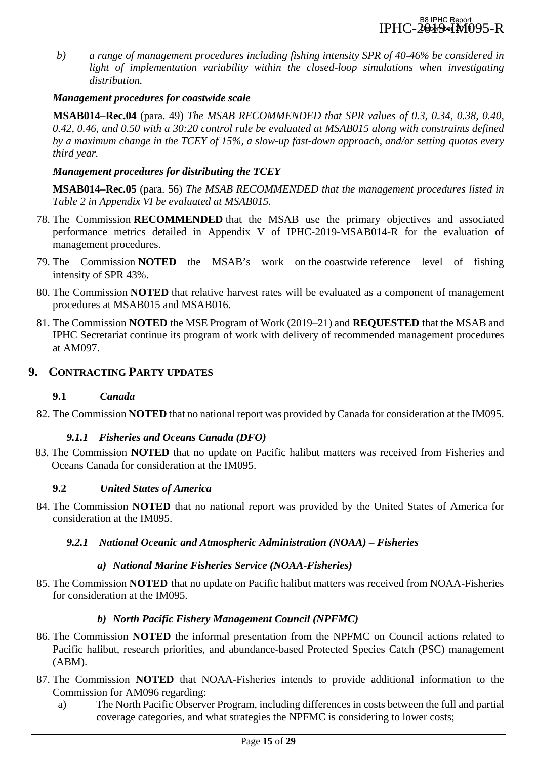b) *a range of management procedures including fishing intensity SPR of 40-46% be considered in light of implementation variability within the closed-loop simulations when investigating distribution.*

***Management procedures for coastwide scale***

**MSAB014–Rec.04** (para. 49) *The MSAB RECOMMENDED that SPR values of 0.3, 0.34, 0.38, 0.40, 0.42, 0.46, and 0.50 with a 30:20 control rule be evaluated at MSAB015 along with constraints defined by a maximum change in the TCEY of 15%, a slow-up fast-down approach, and/or setting quotas every third year.*

***Management procedures for distributing the TCEY***

**MSAB014–Rec.05** (para. 56) *The MSAB RECOMMENDED that the management procedures listed in Table 2 in Appendix VI be evaluated at MSAB015.*

78. The Commission **RECOMMENDED** that the MSAB use the primary objectives and associated performance metrics detailed in Appendix V of IPHC-2019-MSAB014-R for the evaluation of management procedures.
79. The Commission **NOTED** the MSAB's work on the coastwide reference level of fishing intensity of SPR 43%.
80. The Commission **NOTED** that relative harvest rates will be evaluated as a component of management procedures at MSAB015 and MSAB016.
81. The Commission **NOTED** the MSE Program of Work (2019–21) and **REQUESTED** that the MSAB and IPHC Secretariat continue its program of work with delivery of recommended management procedures at AM097.

## 9. CONTRACTING PARTY UPDATES

### 9.1 *Canada*

82. The Commission **NOTED** that no national report was provided by Canada for consideration at the IM095.

#### *9.1.1 Fisheries and Oceans Canada (DFO)*

83. The Commission **NOTED** that no update on Pacific halibut matters was received from Fisheries and Oceans Canada for consideration at the IM095.

### 9.2 *United States of America*

84. The Commission **NOTED** that no national report was provided by the United States of America for consideration at the IM095.

#### *9.2.1 National Oceanic and Atmospheric Administration (NOAA) – Fisheries*

##### *a) National Marine Fisheries Service (NOAA-Fisheries)*

85. The Commission **NOTED** that no update on Pacific halibut matters was received from NOAA-Fisheries for consideration at the IM095.

##### *b) North Pacific Fishery Management Council (NPFMC)*

86. The Commission **NOTED** the informal presentation from the NPFMC on Council actions related to Pacific halibut, research priorities, and abundance-based Protected Species Catch (PSC) management (ABM).
87. The Commission **NOTED** that NOAA-Fisheries intends to provide additional information to the Commission for AM096 regarding:
    a) The North Pacific Observer Program, including differences in costs between the full and partial coverage categories, and what strategies the NPFMC is considering to lower costs;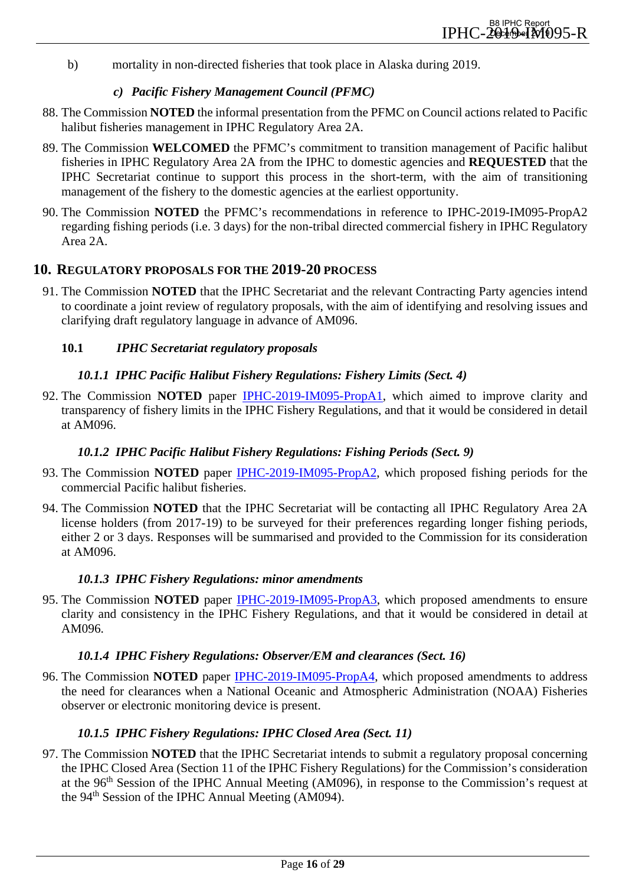b) mortality in non-directed fisheries that took place in Alaska during 2019.

### *c) Pacific Fishery Management Council (PFMC)*

88. The Commission **NOTED** the informal presentation from the PFMC on Council actions related to Pacific halibut fisheries management in IPHC Regulatory Area 2A.

89. The Commission **WELCOMED** the PFMC's commitment to transition management of Pacific halibut fisheries in IPHC Regulatory Area 2A from the IPHC to domestic agencies and **REQUESTED** that the IPHC Secretariat continue to support this process in the short-term, with the aim of transitioning management of the fishery to the domestic agencies at the earliest opportunity.

90. The Commission **NOTED** the PFMC's recommendations in reference to IPHC-2019-IM095-PropA2 regarding fishing periods (i.e. 3 days) for the non-tribal directed commercial fishery in IPHC Regulatory Area 2A.

## 10. REGULATORY PROPOSALS FOR THE 2019-20 PROCESS

91. The Commission **NOTED** that the IPHC Secretariat and the relevant Contracting Party agencies intend to coordinate a joint review of regulatory proposals, with the aim of identifying and resolving issues and clarifying draft regulatory language in advance of AM096.

### 10.1 *IPHC Secretariat regulatory proposals*

#### *10.1.1 IPHC Pacific Halibut Fishery Regulations: Fishery Limits (Sect. 4)*

92. The Commission **NOTED** paper IPHC-2019-IM095-PropA1, which aimed to improve clarity and transparency of fishery limits in the IPHC Fishery Regulations, and that it would be considered in detail at AM096.

#### *10.1.2 IPHC Pacific Halibut Fishery Regulations: Fishing Periods (Sect. 9)*

93. The Commission **NOTED** paper IPHC-2019-IM095-PropA2, which proposed fishing periods for the commercial Pacific halibut fisheries.

94. The Commission **NOTED** that the IPHC Secretariat will be contacting all IPHC Regulatory Area 2A license holders (from 2017-19) to be surveyed for their preferences regarding longer fishing periods, either 2 or 3 days. Responses will be summarised and provided to the Commission for its consideration at AM096.

#### *10.1.3 IPHC Fishery Regulations: minor amendments*

95. The Commission **NOTED** paper IPHC-2019-IM095-PropA3, which proposed amendments to ensure clarity and consistency in the IPHC Fishery Regulations, and that it would be considered in detail at AM096.

#### *10.1.4 IPHC Fishery Regulations: Observer/EM and clearances (Sect. 16)*

96. The Commission **NOTED** paper IPHC-2019-IM095-PropA4, which proposed amendments to address the need for clearances when a National Oceanic and Atmospheric Administration (NOAA) Fisheries observer or electronic monitoring device is present.

#### *10.1.5 IPHC Fishery Regulations: IPHC Closed Area (Sect. 11)*

97. The Commission **NOTED** that the IPHC Secretariat intends to submit a regulatory proposal concerning the IPHC Closed Area (Section 11 of the IPHC Fishery Regulations) for the Commission's consideration at the 96th Session of the IPHC Annual Meeting (AM096), in response to the Commission's request at the 94th Session of the IPHC Annual Meeting (AM094).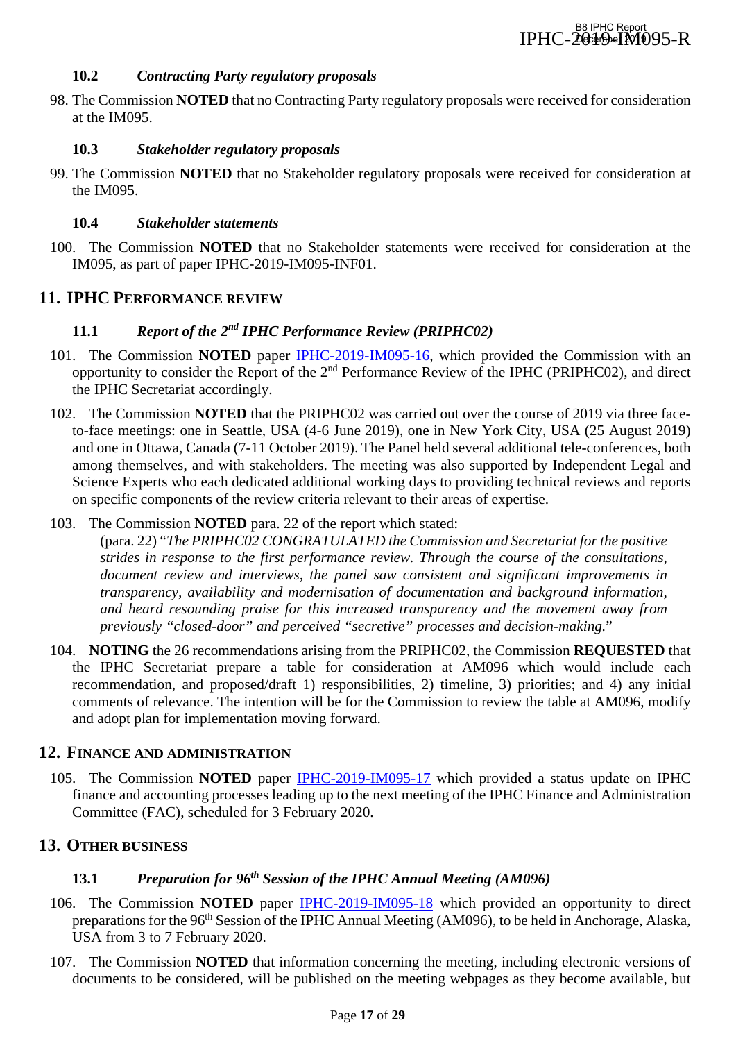### 10.2 *Contracting Party regulatory proposals*

98. The Commission **NOTED** that no Contracting Party regulatory proposals were received for consideration at the IM095.

### 10.3 *Stakeholder regulatory proposals*

99. The Commission **NOTED** that no Stakeholder regulatory proposals were received for consideration at the IM095.

### 10.4 *Stakeholder statements*

100. The Commission **NOTED** that no Stakeholder statements were received for consideration at the IM095, as part of paper IPHC-2019-IM095-INF01.

## 11. IPHC PERFORMANCE REVIEW

### 11.1 *Report of the 2nd IPHC Performance Review (PRIPHC02)*

101. The Commission **NOTED** paper IPHC-2019-IM095-16, which provided the Commission with an opportunity to consider the Report of the 2nd Performance Review of the IPHC (PRIPHC02), and direct the IPHC Secretariat accordingly.

102. The Commission **NOTED** that the PRIPHC02 was carried out over the course of 2019 via three face-to-face meetings: one in Seattle, USA (4-6 June 2019), one in New York City, USA (25 August 2019) and one in Ottawa, Canada (7-11 October 2019). The Panel held several additional tele-conferences, both among themselves, and with stakeholders. The meeting was also supported by Independent Legal and Science Experts who each dedicated additional working days to providing technical reviews and reports on specific components of the review criteria relevant to their areas of expertise.

103. The Commission **NOTED** para. 22 of the report which stated:

(para. 22) "*The PRIPHC02 CONGRATULATED the Commission and Secretariat for the positive strides in response to the first performance review. Through the course of the consultations, document review and interviews, the panel saw consistent and significant improvements in transparency, availability and modernisation of documentation and background information, and heard resounding praise for this increased transparency and the movement away from previously "closed-door" and perceived "secretive" processes and decision-making.*"

104. **NOTING** the 26 recommendations arising from the PRIPHC02, the Commission **REQUESTED** that the IPHC Secretariat prepare a table for consideration at AM096 which would include each recommendation, and proposed/draft 1) responsibilities, 2) timeline, 3) priorities; and 4) any initial comments of relevance. The intention will be for the Commission to review the table at AM096, modify and adopt plan for implementation moving forward.

## 12. FINANCE AND ADMINISTRATION

105. The Commission **NOTED** paper IPHC-2019-IM095-17 which provided a status update on IPHC finance and accounting processes leading up to the next meeting of the IPHC Finance and Administration Committee (FAC), scheduled for 3 February 2020.

## 13. OTHER BUSINESS

### 13.1 *Preparation for 96th Session of the IPHC Annual Meeting (AM096)*

106. The Commission **NOTED** paper IPHC-2019-IM095-18 which provided an opportunity to direct preparations for the 96th Session of the IPHC Annual Meeting (AM096), to be held in Anchorage, Alaska, USA from 3 to 7 February 2020.

107. The Commission **NOTED** that information concerning the meeting, including electronic versions of documents to be considered, will be published on the meeting webpages as they become available, but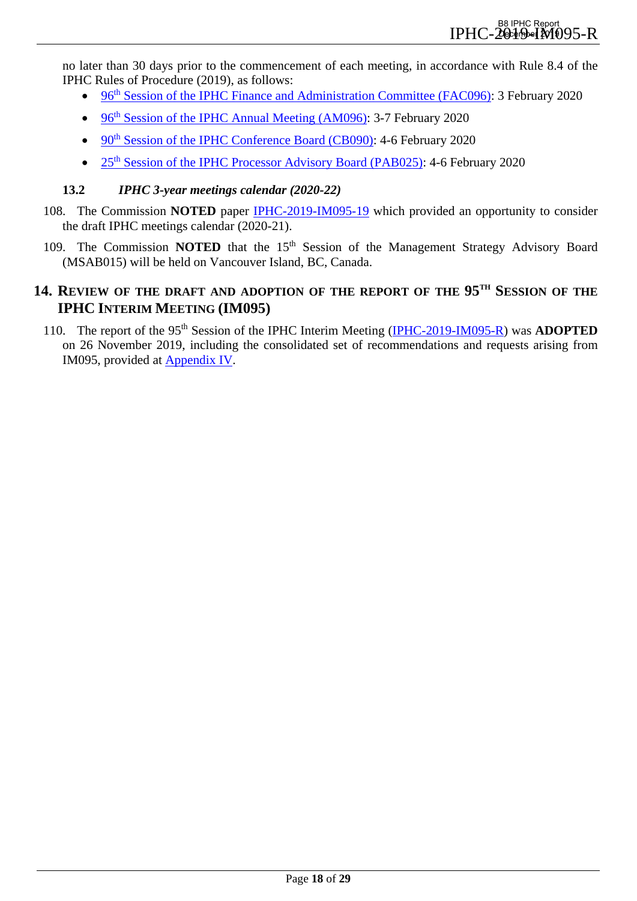no later than 30 days prior to the commencement of each meeting, in accordance with Rule 8.4 of the IPHC Rules of Procedure (2019), as follows:

- 96th Session of the IPHC Finance and Administration Committee (FAC096): 3 February 2020
- 96th Session of the IPHC Annual Meeting (AM096): 3-7 February 2020
- 90th Session of the IPHC Conference Board (CB090): 4-6 February 2020
- 25th Session of the IPHC Processor Advisory Board (PAB025): 4-6 February 2020

### 13.2 *IPHC 3-year meetings calendar (2020-22)*

108. The Commission **NOTED** paper IPHC-2019-IM095-19 which provided an opportunity to consider the draft IPHC meetings calendar (2020-21).

109. The Commission **NOTED** that the 15th Session of the Management Strategy Advisory Board (MSAB015) will be held on Vancouver Island, BC, Canada.

## 14. Review of the draft and adoption of the report of the 95th Session of the IPHC Interim Meeting (IM095)

110. The report of the 95th Session of the IPHC Interim Meeting (IPHC-2019-IM095-R) was **ADOPTED** on 26 November 2019, including the consolidated set of recommendations and requests arising from IM095, provided at Appendix IV.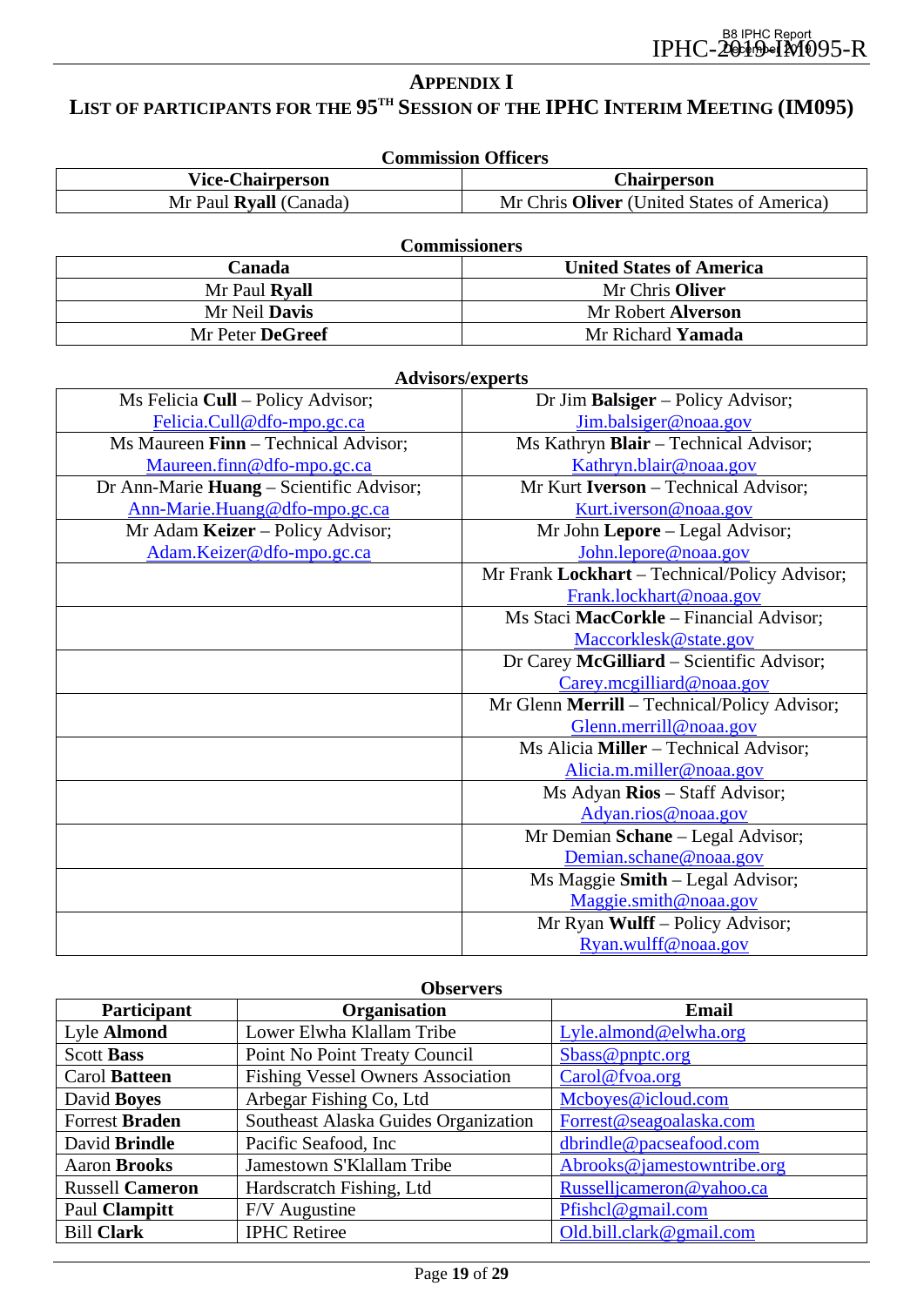## APPENDIX I

## LIST OF PARTICIPANTS FOR THE 95TH SESSION OF THE IPHC INTERIM MEETING (IM095)

**Commission Officers**

| Vice-Chairperson | Chairperson |
|---|---|
| Mr Paul **Ryall** (Canada) | Mr Chris **Oliver** (United States of America) |

**Commissioners**

| Canada | United States of America |
|---|---|
| Mr Paul **Ryall** | Mr Chris **Oliver** |
| Mr Neil **Davis** | Mr Robert **Alverson** |
| Mr Peter **DeGreef** | Mr Richard **Yamada** |

**Advisors/experts**

| | |
|---|---|
| Ms Felicia **Cull** – Policy Advisor; Felicia.Cull@dfo-mpo.gc.ca | Dr Jim **Balsiger** – Policy Advisor; Jim.balsiger@noaa.gov |
| Ms Maureen **Finn** – Technical Advisor; Maureen.finn@dfo-mpo.gc.ca | Ms Kathryn **Blair** – Technical Advisor; Kathryn.blair@noaa.gov |
| Dr Ann-Marie **Huang** – Scientific Advisor; Ann-Marie.Huang@dfo-mpo.gc.ca | Mr Kurt **Iverson** – Technical Advisor; Kurt.iverson@noaa.gov |
| Mr Adam **Keizer** – Policy Advisor; Adam.Keizer@dfo-mpo.gc.ca | Mr John **Lepore** – Legal Advisor; John.lepore@noaa.gov |
| | Mr Frank **Lockhart** – Technical/Policy Advisor; Frank.lockhart@noaa.gov |
| | Ms Staci **MacCorkle** – Financial Advisor; Maccorklesk@state.gov |
| | Dr Carey **McGilliard** – Scientific Advisor; Carey.mcgilliard@noaa.gov |
| | Mr Glenn **Merrill** – Technical/Policy Advisor; Glenn.merrill@noaa.gov |
| | Ms Alicia **Miller** – Technical Advisor; Alicia.m.miller@noaa.gov |
| | Ms Adyan **Rios** – Staff Advisor; Adyan.rios@noaa.gov |
| | Mr Demian **Schane** – Legal Advisor; Demian.schane@noaa.gov |
| | Ms Maggie **Smith** – Legal Advisor; Maggie.smith@noaa.gov |
| | Mr Ryan **Wulff** – Policy Advisor; Ryan.wulff@noaa.gov |

**Observers**

| Participant | Organisation | Email |
|---|---|---|
| Lyle **Almond** | Lower Elwha Klallam Tribe | Lyle.almond@elwha.org |
| Scott **Bass** | Point No Point Treaty Council | Sbass@pnptc.org |
| Carol **Batteen** | Fishing Vessel Owners Association | Carol@fvoa.org |
| David **Boyes** | Arbegar Fishing Co, Ltd | Mcboyes@icloud.com |
| Forrest **Braden** | Southeast Alaska Guides Organization | Forrest@seagoalaska.com |
| David **Brindle** | Pacific Seafood, Inc | dbrindle@pacseafood.com |
| Aaron **Brooks** | Jamestown S'Klallam Tribe | Abrooks@jamestowntribe.org |
| Russell **Cameron** | Hardscratch Fishing, Ltd | Russelljcameron@yahoo.ca |
| Paul **Clampitt** | F/V Augustine | Pfishcl@gmail.com |
| Bill **Clark** | IPHC Retiree | Old.bill.clark@gmail.com |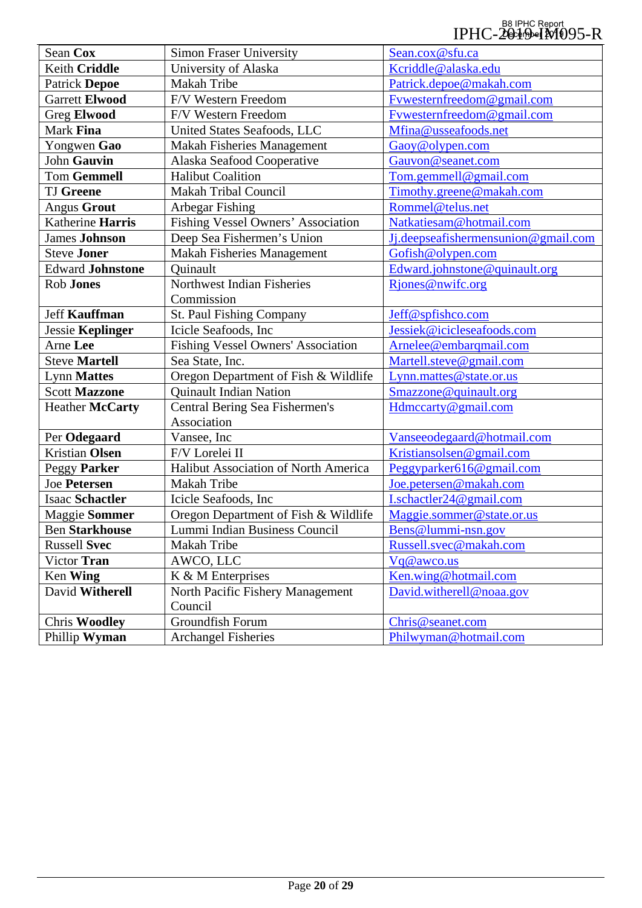| | | |
|---|---|---|
| Sean **Cox** | Simon Fraser University | Sean.cox@sfu.ca |
| Keith **Criddle** | University of Alaska | Kcriddle@alaska.edu |
| Patrick **Depoe** | Makah Tribe | Patrick.depoe@makah.com |
| Garrett **Elwood** | F/V Western Freedom | Fvwesternfreedom@gmail.com |
| Greg **Elwood** | F/V Western Freedom | Fvwesternfreedom@gmail.com |
| Mark **Fina** | United States Seafoods, LLC | Mfina@usseafoods.net |
| Yongwen **Gao** | Makah Fisheries Management | Gaoy@olypen.com |
| John **Gauvin** | Alaska Seafood Cooperative | Gauvon@seanet.com |
| Tom **Gemmell** | Halibut Coalition | Tom.gemmell@gmail.com |
| TJ **Greene** | Makah Tribal Council | Timothy.greene@makah.com |
| Angus **Grout** | Arbegar Fishing | Rommel@telus.net |
| Katherine **Harris** | Fishing Vessel Owners' Association | Natkatiesam@hotmail.com |
| James **Johnson** | Deep Sea Fishermen's Union | Jj.deepseafishermensunion@gmail.com |
| Steve **Joner** | Makah Fisheries Management | Gofish@olypen.com |
| Edward **Johnstone** | Quinault | Edward.johnstone@quinault.org |
| Rob **Jones** | Northwest Indian Fisheries Commission | Rjones@nwifc.org |
| Jeff **Kauffman** | St. Paul Fishing Company | Jeff@spfishco.com |
| Jessie **Keplinger** | Icicle Seafoods, Inc | Jessiek@icicleseafoods.com |
| Arne **Lee** | Fishing Vessel Owners' Association | Arnelee@embarqmail.com |
| Steve **Martell** | Sea State, Inc. | Martell.steve@gmail.com |
| Lynn **Mattes** | Oregon Department of Fish & Wildlife | Lynn.mattes@state.or.us |
| Scott **Mazzone** | Quinault Indian Nation | Smazzone@quinault.org |
| Heather **McCarty** | Central Bering Sea Fishermen's Association | Hdmccarty@gmail.com |
| Per **Odegaard** | Vansee, Inc | Vanseeodegaard@hotmail.com |
| Kristian **Olsen** | F/V Lorelei II | Kristiansolsen@gmail.com |
| Peggy **Parker** | Halibut Association of North America | Peggyparker616@gmail.com |
| Joe **Petersen** | Makah Tribe | Joe.petersen@makah.com |
| Isaac **Schactler** | Icicle Seafoods, Inc | I.schactler24@gmail.com |
| Maggie **Sommer** | Oregon Department of Fish & Wildlife | Maggie.sommer@state.or.us |
| Ben **Starkhouse** | Lummi Indian Business Council | Bens@lummi-nsn.gov |
| Russell **Svec** | Makah Tribe | Russell.svec@makah.com |
| Victor **Tran** | AWCO, LLC | Vq@awco.us |
| Ken **Wing** | K & M Enterprises | Ken.wing@hotmail.com |
| David **Witherell** | North Pacific Fishery Management Council | David.witherell@noaa.gov |
| Chris **Woodley** | Groundfish Forum | Chris@seanet.com |
| Phillip **Wyman** | Archangel Fisheries | Philwyman@hotmail.com |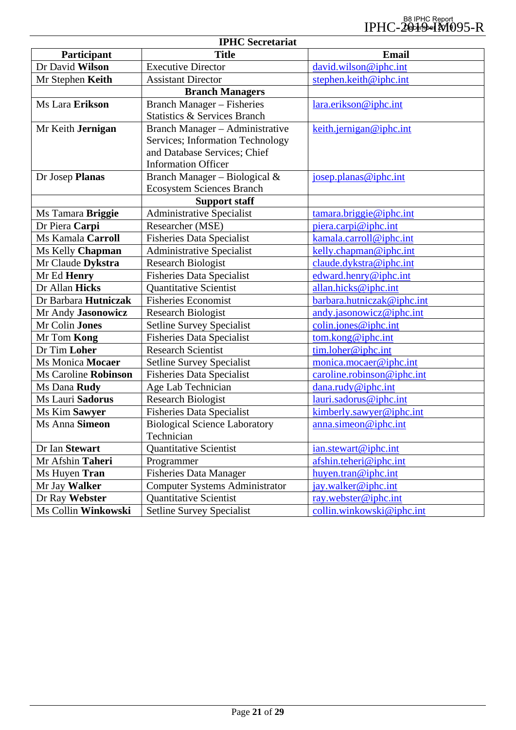| IPHC Secretariat | | |
|---|---|---|
| **Participant** | **Title** | **Email** |
| Dr David **Wilson** | Executive Director | david.wilson@iphc.int |
| Mr Stephen **Keith** | Assistant Director | stephen.keith@iphc.int |
| | **Branch Managers** | |
| Ms Lara **Erikson** | Branch Manager – Fisheries Statistics & Services Branch | lara.erikson@iphc.int |
| Mr Keith **Jernigan** | Branch Manager – Administrative Services; Information Technology and Database Services; Chief Information Officer | keith.jernigan@iphc.int |
| Dr Josep **Planas** | Branch Manager – Biological & Ecosystem Sciences Branch | josep.planas@iphc.int |
| | **Support staff** | |
| Ms Tamara **Briggie** | Administrative Specialist | tamara.briggie@iphc.int |
| Dr Piera **Carpi** | Researcher (MSE) | piera.carpi@iphc.int |
| Ms Kamala **Carroll** | Fisheries Data Specialist | kamala.carroll@iphc.int |
| Ms Kelly **Chapman** | Administrative Specialist | kelly.chapman@iphc.int |
| Mr Claude **Dykstra** | Research Biologist | claude.dykstra@iphc.int |
| Mr Ed **Henry** | Fisheries Data Specialist | edward.henry@iphc.int |
| Dr Allan **Hicks** | Quantitative Scientist | allan.hicks@iphc.int |
| Dr Barbara **Hutniczak** | Fisheries Economist | barbara.hutniczak@iphc.int |
| Mr Andy **Jasonowicz** | Research Biologist | andy.jasonowicz@iphc.int |
| Mr Colin **Jones** | Setline Survey Specialist | colin.jones@iphc.int |
| Mr Tom **Kong** | Fisheries Data Specialist | tom.kong@iphc.int |
| Dr Tim **Loher** | Research Scientist | tim.loher@iphc.int |
| Ms Monica **Mocaer** | Setline Survey Specialist | monica.mocaer@iphc.int |
| Ms Caroline **Robinson** | Fisheries Data Specialist | caroline.robinson@iphc.int |
| Ms Dana **Rudy** | Age Lab Technician | dana.rudy@iphc.int |
| Ms Lauri **Sadorus** | Research Biologist | lauri.sadorus@iphc.int |
| Ms Kim **Sawyer** | Fisheries Data Specialist | kimberly.sawyer@iphc.int |
| Ms Anna **Simeon** | Biological Science Laboratory Technician | anna.simeon@iphc.int |
| Dr Ian **Stewart** | Quantitative Scientist | ian.stewart@iphc.int |
| Mr Afshin **Taheri** | Programmer | afshin.teheri@iphc.int |
| Ms Huyen **Tran** | Fisheries Data Manager | huyen.tran@iphc.int |
| Mr Jay **Walker** | Computer Systems Administrator | jay.walker@iphc.int |
| Dr Ray **Webster** | Quantitative Scientist | ray.webster@iphc.int |
| Ms Collin **Winkowski** | Setline Survey Specialist | collin.winkowski@iphc.int |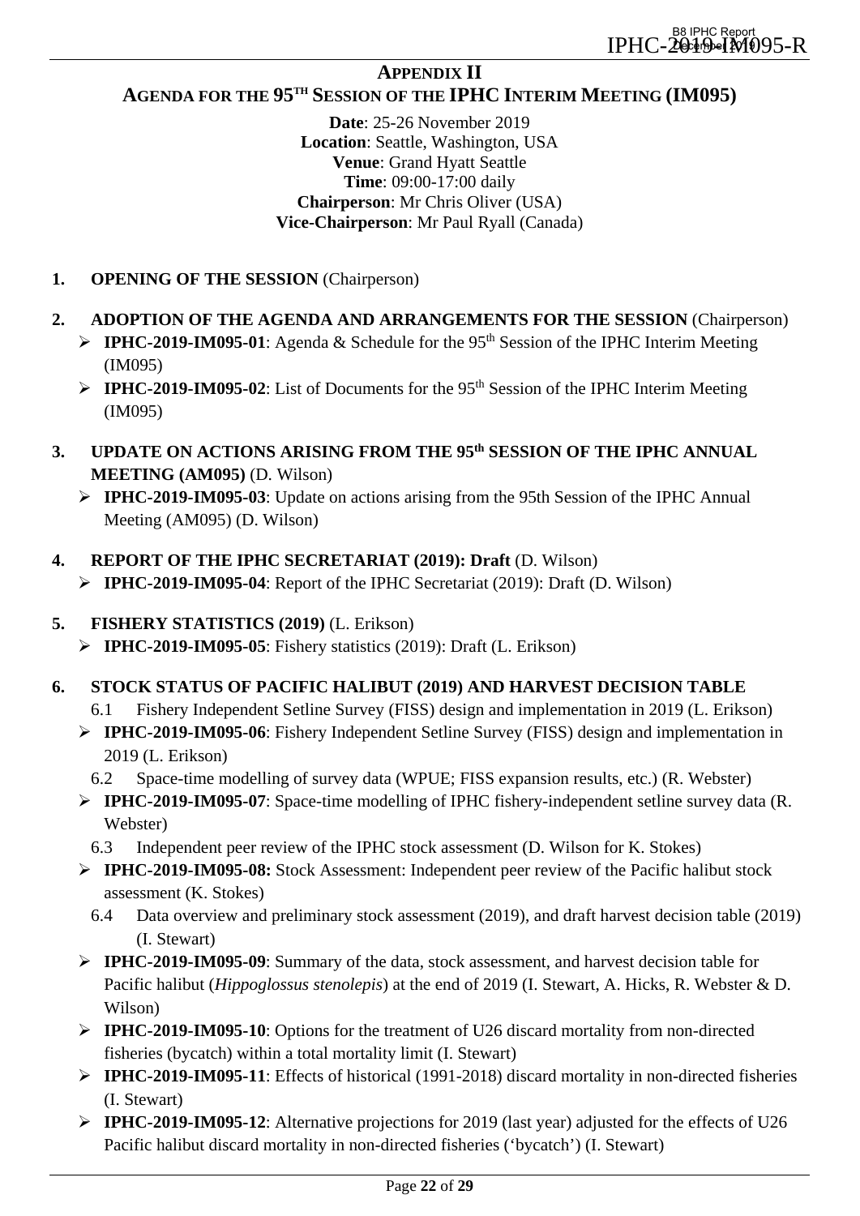# APPENDIX II

## AGENDA FOR THE 95TH SESSION OF THE IPHC INTERIM MEETING (IM095)

**Date**: 25-26 November 2019
**Location**: Seattle, Washington, USA
**Venue**: Grand Hyatt Seattle
**Time**: 09:00-17:00 daily
**Chairperson**: Mr Chris Oliver (USA)
**Vice-Chairperson**: Mr Paul Ryall (Canada)

1. **OPENING OF THE SESSION** (Chairperson)

2. **ADOPTION OF THE AGENDA AND ARRANGEMENTS FOR THE SESSION** (Chairperson)
   - **IPHC-2019-IM095-01**: Agenda & Schedule for the 95th Session of the IPHC Interim Meeting (IM095)
   - **IPHC-2019-IM095-02**: List of Documents for the 95th Session of the IPHC Interim Meeting (IM095)

3. **UPDATE ON ACTIONS ARISING FROM THE 95th SESSION OF THE IPHC ANNUAL MEETING (AM095)** (D. Wilson)
   - **IPHC-2019-IM095-03**: Update on actions arising from the 95th Session of the IPHC Annual Meeting (AM095) (D. Wilson)

4. **REPORT OF THE IPHC SECRETARIAT (2019): Draft** (D. Wilson)
   - **IPHC-2019-IM095-04**: Report of the IPHC Secretariat (2019): Draft (D. Wilson)

5. **FISHERY STATISTICS (2019)** (L. Erikson)
   - **IPHC-2019-IM095-05**: Fishery statistics (2019): Draft (L. Erikson)

6. **STOCK STATUS OF PACIFIC HALIBUT (2019) AND HARVEST DECISION TABLE**

   6.1 Fishery Independent Setline Survey (FISS) design and implementation in 2019 (L. Erikson)
   - **IPHC-2019-IM095-06**: Fishery Independent Setline Survey (FISS) design and implementation in 2019 (L. Erikson)

   6.2 Space-time modelling of survey data (WPUE; FISS expansion results, etc.) (R. Webster)
   - **IPHC-2019-IM095-07**: Space-time modelling of IPHC fishery-independent setline survey data (R. Webster)

   6.3 Independent peer review of the IPHC stock assessment (D. Wilson for K. Stokes)
   - **IPHC-2019-IM095-08:** Stock Assessment: Independent peer review of the Pacific halibut stock assessment (K. Stokes)

   6.4 Data overview and preliminary stock assessment (2019), and draft harvest decision table (2019) (I. Stewart)
   - **IPHC-2019-IM095-09**: Summary of the data, stock assessment, and harvest decision table for Pacific halibut (*Hippoglossus stenolepis*) at the end of 2019 (I. Stewart, A. Hicks, R. Webster & D. Wilson)
   - **IPHC-2019-IM095-10**: Options for the treatment of U26 discard mortality from non-directed fisheries (bycatch) within a total mortality limit (I. Stewart)
   - **IPHC-2019-IM095-11**: Effects of historical (1991-2018) discard mortality in non-directed fisheries (I. Stewart)
   - **IPHC-2019-IM095-12**: Alternative projections for 2019 (last year) adjusted for the effects of U26 Pacific halibut discard mortality in non-directed fisheries ('bycatch') (I. Stewart)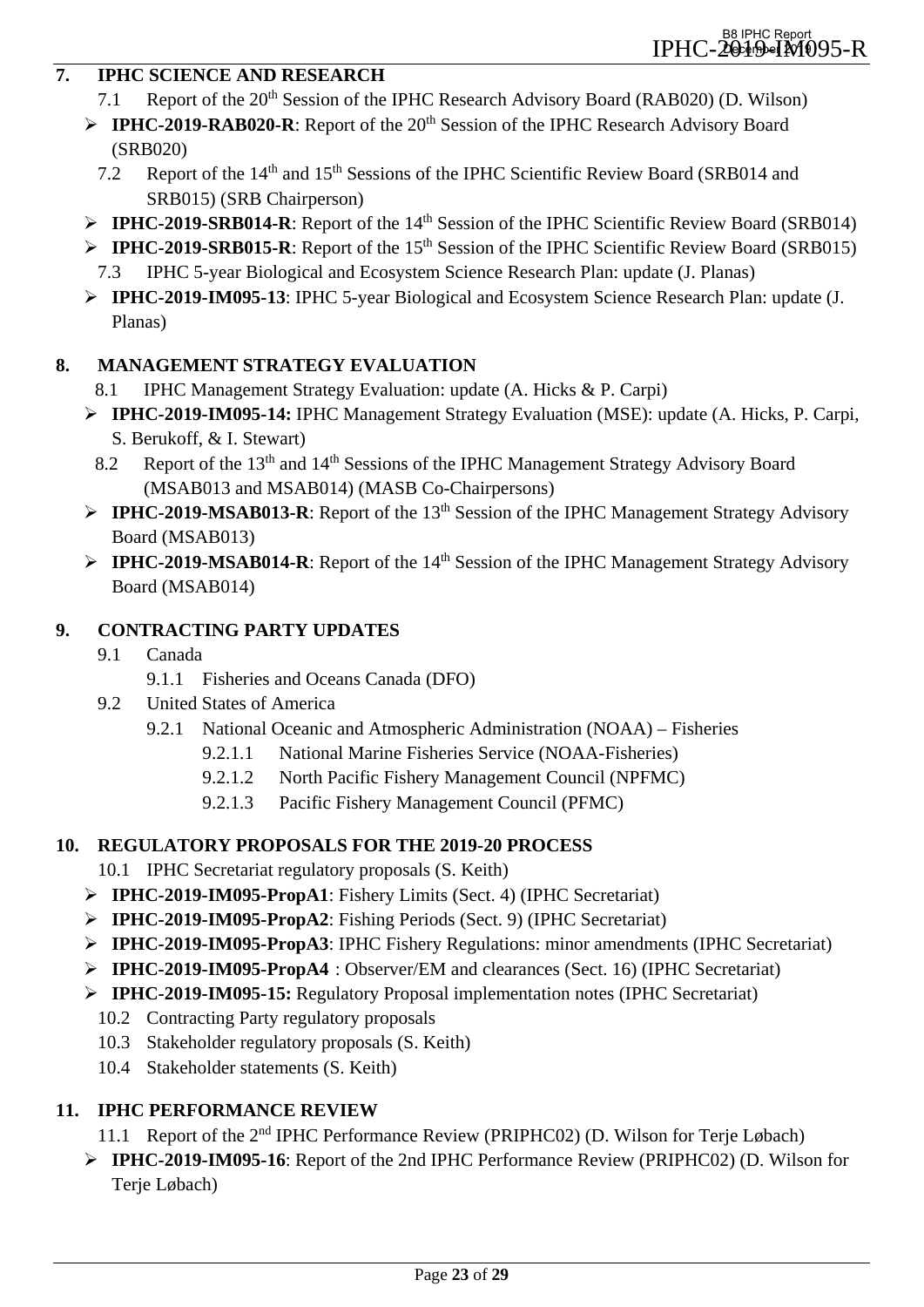## 7. IPHC SCIENCE AND RESEARCH

7.1 Report of the 20th Session of the IPHC Research Advisory Board (RAB020) (D. Wilson)

- **IPHC-2019-RAB020-R**: Report of the 20th Session of the IPHC Research Advisory Board (SRB020)

7.2 Report of the 14th and 15th Sessions of the IPHC Scientific Review Board (SRB014 and SRB015) (SRB Chairperson)

- **IPHC-2019-SRB014-R**: Report of the 14th Session of the IPHC Scientific Review Board (SRB014)
- **IPHC-2019-SRB015-R**: Report of the 15th Session of the IPHC Scientific Review Board (SRB015)

7.3 IPHC 5-year Biological and Ecosystem Science Research Plan: update (J. Planas)

- **IPHC-2019-IM095-13**: IPHC 5-year Biological and Ecosystem Science Research Plan: update (J. Planas)

## 8. MANAGEMENT STRATEGY EVALUATION

8.1 IPHC Management Strategy Evaluation: update (A. Hicks & P. Carpi)

- **IPHC-2019-IM095-14:** IPHC Management Strategy Evaluation (MSE): update (A. Hicks, P. Carpi, S. Berukoff, & I. Stewart)

8.2 Report of the 13th and 14th Sessions of the IPHC Management Strategy Advisory Board (MSAB013 and MSAB014) (MASB Co-Chairpersons)

- **IPHC-2019-MSAB013-R**: Report of the 13th Session of the IPHC Management Strategy Advisory Board (MSAB013)
- **IPHC-2019-MSAB014-R**: Report of the 14th Session of the IPHC Management Strategy Advisory Board (MSAB014)

## 9. CONTRACTING PARTY UPDATES

9.1 Canada

9.1.1 Fisheries and Oceans Canada (DFO)

9.2 United States of America

9.2.1 National Oceanic and Atmospheric Administration (NOAA) – Fisheries

9.2.1.1 National Marine Fisheries Service (NOAA-Fisheries)

9.2.1.2 North Pacific Fishery Management Council (NPFMC)

9.2.1.3 Pacific Fishery Management Council (PFMC)

## 10. REGULATORY PROPOSALS FOR THE 2019-20 PROCESS

10.1 IPHC Secretariat regulatory proposals (S. Keith)

- **IPHC-2019-IM095-PropA1**: Fishery Limits (Sect. 4) (IPHC Secretariat)
- **IPHC-2019-IM095-PropA2**: Fishing Periods (Sect. 9) (IPHC Secretariat)
- **IPHC-2019-IM095-PropA3**: IPHC Fishery Regulations: minor amendments (IPHC Secretariat)
- **IPHC-2019-IM095-PropA4** : Observer/EM and clearances (Sect. 16) (IPHC Secretariat)
- **IPHC-2019-IM095-15:** Regulatory Proposal implementation notes (IPHC Secretariat)

10.2 Contracting Party regulatory proposals

10.3 Stakeholder regulatory proposals (S. Keith)

10.4 Stakeholder statements (S. Keith)

## 11. IPHC PERFORMANCE REVIEW

11.1 Report of the 2nd IPHC Performance Review (PRIPHC02) (D. Wilson for Terje Løbach)

- **IPHC-2019-IM095-16**: Report of the 2nd IPHC Performance Review (PRIPHC02) (D. Wilson for Terje Løbach)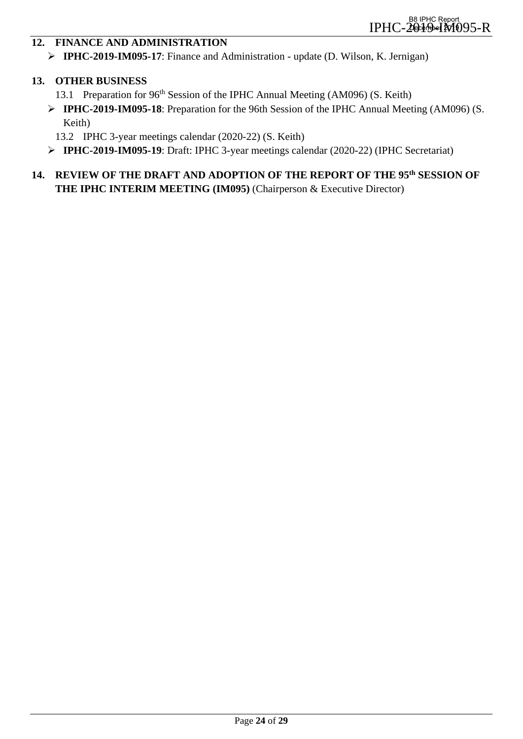## 12. FINANCE AND ADMINISTRATION

- **IPHC-2019-IM095-17**: Finance and Administration - update (D. Wilson, K. Jernigan)

## 13. OTHER BUSINESS

13.1 Preparation for 96th Session of the IPHC Annual Meeting (AM096) (S. Keith)

- **IPHC-2019-IM095-18**: Preparation for the 96th Session of the IPHC Annual Meeting (AM096) (S. Keith)

13.2 IPHC 3-year meetings calendar (2020-22) (S. Keith)

- **IPHC-2019-IM095-19**: Draft: IPHC 3-year meetings calendar (2020-22) (IPHC Secretariat)

## 14. REVIEW OF THE DRAFT AND ADOPTION OF THE REPORT OF THE 95th SESSION OF THE IPHC INTERIM MEETING (IM095) (Chairperson & Executive Director)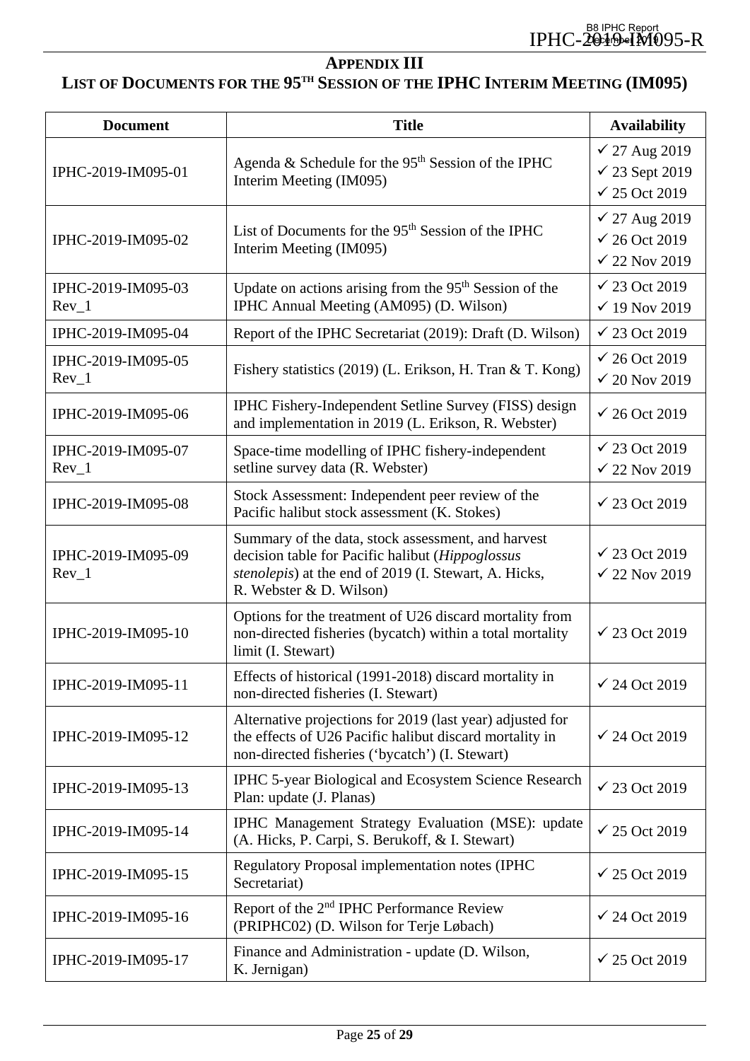# APPENDIX III

## LIST OF DOCUMENTS FOR THE 95TH SESSION OF THE IPHC INTERIM MEETING (IM095)

| Document | Title | Availability |
|---|---|---|
| IPHC-2019-IM095-01 | Agenda & Schedule for the 95th Session of the IPHC Interim Meeting (IM095) | ✓ 27 Aug 2019<br>✓ 23 Sept 2019<br>✓ 25 Oct 2019 |
| IPHC-2019-IM095-02 | List of Documents for the 95th Session of the IPHC Interim Meeting (IM095) | ✓ 27 Aug 2019<br>✓ 26 Oct 2019<br>✓ 22 Nov 2019 |
| IPHC-2019-IM095-03 Rev_1 | Update on actions arising from the 95th Session of the IPHC Annual Meeting (AM095) (D. Wilson) | ✓ 23 Oct 2019<br>✓ 19 Nov 2019 |
| IPHC-2019-IM095-04 | Report of the IPHC Secretariat (2019): Draft (D. Wilson) | ✓ 23 Oct 2019 |
| IPHC-2019-IM095-05 Rev_1 | Fishery statistics (2019) (L. Erikson, H. Tran & T. Kong) | ✓ 26 Oct 2019<br>✓ 20 Nov 2019 |
| IPHC-2019-IM095-06 | IPHC Fishery-Independent Setline Survey (FISS) design and implementation in 2019 (L. Erikson, R. Webster) | ✓ 26 Oct 2019 |
| IPHC-2019-IM095-07 Rev_1 | Space-time modelling of IPHC fishery-independent setline survey data (R. Webster) | ✓ 23 Oct 2019<br>✓ 22 Nov 2019 |
| IPHC-2019-IM095-08 | Stock Assessment: Independent peer review of the Pacific halibut stock assessment (K. Stokes) | ✓ 23 Oct 2019 |
| IPHC-2019-IM095-09 Rev_1 | Summary of the data, stock assessment, and harvest decision table for Pacific halibut (*Hippoglossus stenolepis*) at the end of 2019 (I. Stewart, A. Hicks, R. Webster & D. Wilson) | ✓ 23 Oct 2019<br>✓ 22 Nov 2019 |
| IPHC-2019-IM095-10 | Options for the treatment of U26 discard mortality from non-directed fisheries (bycatch) within a total mortality limit (I. Stewart) | ✓ 23 Oct 2019 |
| IPHC-2019-IM095-11 | Effects of historical (1991-2018) discard mortality in non-directed fisheries (I. Stewart) | ✓ 24 Oct 2019 |
| IPHC-2019-IM095-12 | Alternative projections for 2019 (last year) adjusted for the effects of U26 Pacific halibut discard mortality in non-directed fisheries ('bycatch') (I. Stewart) | ✓ 24 Oct 2019 |
| IPHC-2019-IM095-13 | IPHC 5-year Biological and Ecosystem Science Research Plan: update (J. Planas) | ✓ 23 Oct 2019 |
| IPHC-2019-IM095-14 | IPHC Management Strategy Evaluation (MSE): update (A. Hicks, P. Carpi, S. Berukoff, & I. Stewart) | ✓ 25 Oct 2019 |
| IPHC-2019-IM095-15 | Regulatory Proposal implementation notes (IPHC Secretariat) | ✓ 25 Oct 2019 |
| IPHC-2019-IM095-16 | Report of the 2nd IPHC Performance Review (PRIPHC02) (D. Wilson for Terje Løbach) | ✓ 24 Oct 2019 |
| IPHC-2019-IM095-17 | Finance and Administration - update (D. Wilson, K. Jernigan) | ✓ 25 Oct 2019 |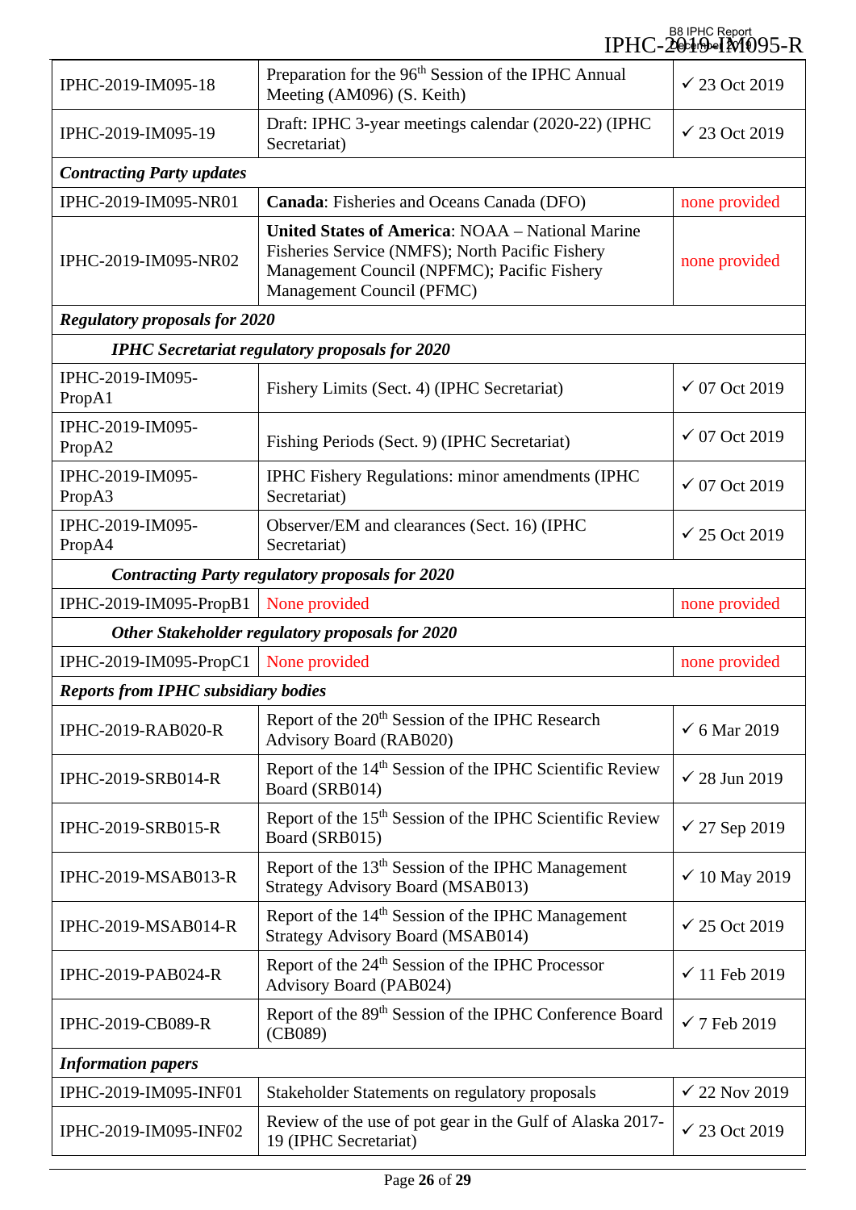| | | |
|---|---|---|
| IPHC-2019-IM095-18 | Preparation for the 96th Session of the IPHC Annual Meeting (AM096) (S. Keith) | ✓ 23 Oct 2019 |
| IPHC-2019-IM095-19 | Draft: IPHC 3-year meetings calendar (2020-22) (IPHC Secretariat) | ✓ 23 Oct 2019 |
| ***Contracting Party updates*** | | |
| IPHC-2019-IM095-NR01 | **Canada**: Fisheries and Oceans Canada (DFO) | none provided |
| IPHC-2019-IM095-NR02 | **United States of America**: NOAA – National Marine Fisheries Service (NMFS); North Pacific Fishery Management Council (NPFMC); Pacific Fishery Management Council (PFMC) | none provided |
| ***Regulatory proposals for 2020*** | | |
| ***IPHC Secretariat regulatory proposals for 2020*** | | |
| IPHC-2019-IM095-PropA1 | Fishery Limits (Sect. 4) (IPHC Secretariat) | ✓ 07 Oct 2019 |
| IPHC-2019-IM095-PropA2 | Fishing Periods (Sect. 9) (IPHC Secretariat) | ✓ 07 Oct 2019 |
| IPHC-2019-IM095-PropA3 | IPHC Fishery Regulations: minor amendments (IPHC Secretariat) | ✓ 07 Oct 2019 |
| IPHC-2019-IM095-PropA4 | Observer/EM and clearances (Sect. 16) (IPHC Secretariat) | ✓ 25 Oct 2019 |
| ***Contracting Party regulatory proposals for 2020*** | | |
| IPHC-2019-IM095-PropB1 | None provided | none provided |
| ***Other Stakeholder regulatory proposals for 2020*** | | |
| IPHC-2019-IM095-PropC1 | None provided | none provided |
| ***Reports from IPHC subsidiary bodies*** | | |
| IPHC-2019-RAB020-R | Report of the 20th Session of the IPHC Research Advisory Board (RAB020) | ✓ 6 Mar 2019 |
| IPHC-2019-SRB014-R | Report of the 14th Session of the IPHC Scientific Review Board (SRB014) | ✓ 28 Jun 2019 |
| IPHC-2019-SRB015-R | Report of the 15th Session of the IPHC Scientific Review Board (SRB015) | ✓ 27 Sep 2019 |
| IPHC-2019-MSAB013-R | Report of the 13th Session of the IPHC Management Strategy Advisory Board (MSAB013) | ✓ 10 May 2019 |
| IPHC-2019-MSAB014-R | Report of the 14th Session of the IPHC Management Strategy Advisory Board (MSAB014) | ✓ 25 Oct 2019 |
| IPHC-2019-PAB024-R | Report of the 24th Session of the IPHC Processor Advisory Board (PAB024) | ✓ 11 Feb 2019 |
| IPHC-2019-CB089-R | Report of the 89th Session of the IPHC Conference Board (CB089) | ✓ 7 Feb 2019 |
| ***Information papers*** | | |
| IPHC-2019-IM095-INF01 | Stakeholder Statements on regulatory proposals | ✓ 22 Nov 2019 |
| IPHC-2019-IM095-INF02 | Review of the use of pot gear in the Gulf of Alaska 2017-19 (IPHC Secretariat) | ✓ 23 Oct 2019 |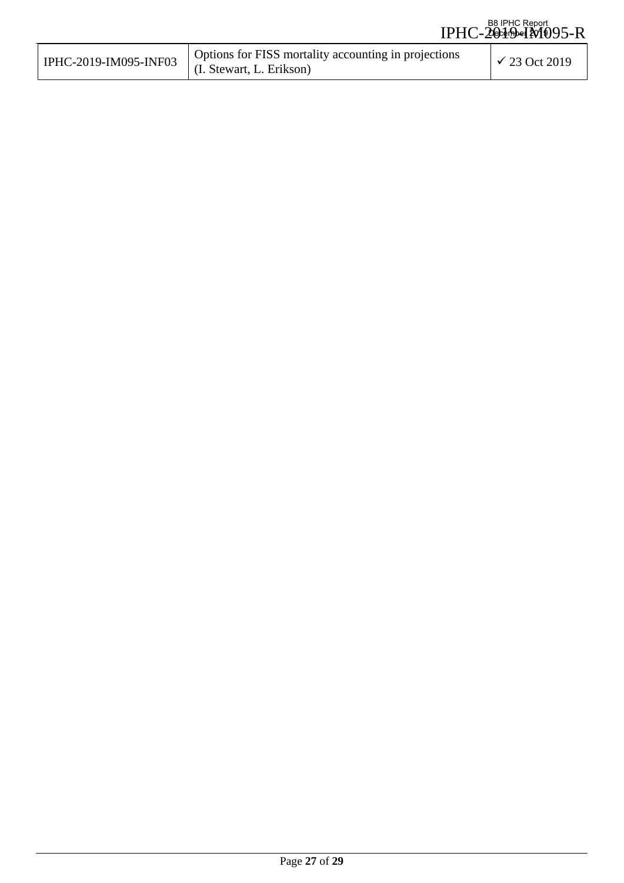| IPHC-2019-IM095-INF03 | Options for FISS mortality accounting in projections (I. Stewart, L. Erikson) | ✓ 23 Oct 2019 |
|---|---|---|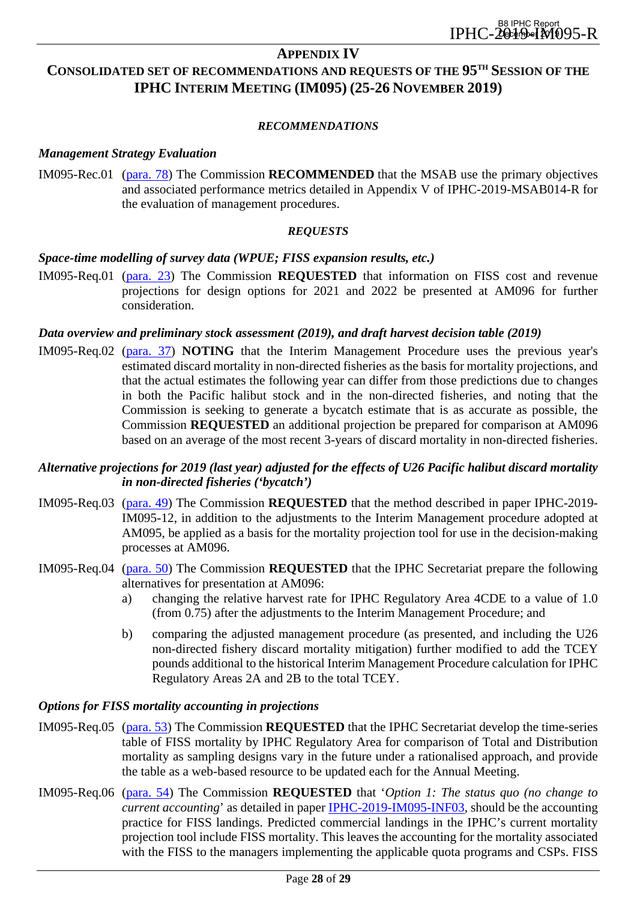# APPENDIX IV

## CONSOLIDATED SET OF RECOMMENDATIONS AND REQUESTS OF THE 95TH SESSION OF THE IPHC INTERIM MEETING (IM095) (25-26 NOVEMBER 2019)

### *RECOMMENDATIONS*

#### *Management Strategy Evaluation*

IM095-Rec.01 (para. 78) The Commission **RECOMMENDED** that the MSAB use the primary objectives and associated performance metrics detailed in Appendix V of IPHC-2019-MSAB014-R for the evaluation of management procedures.

### *REQUESTS*

#### *Space-time modelling of survey data (WPUE; FISS expansion results, etc.)*

IM095-Req.01 (para. 23) The Commission **REQUESTED** that information on FISS cost and revenue projections for design options for 2021 and 2022 be presented at AM096 for further consideration.

#### *Data overview and preliminary stock assessment (2019), and draft harvest decision table (2019)*

IM095-Req.02 (para. 37) **NOTING** that the Interim Management Procedure uses the previous year's estimated discard mortality in non-directed fisheries as the basis for mortality projections, and that the actual estimates the following year can differ from those predictions due to changes in both the Pacific halibut stock and in the non-directed fisheries, and noting that the Commission is seeking to generate a bycatch estimate that is as accurate as possible, the Commission **REQUESTED** an additional projection be prepared for comparison at AM096 based on an average of the most recent 3-years of discard mortality in non-directed fisheries.

#### *Alternative projections for 2019 (last year) adjusted for the effects of U26 Pacific halibut discard mortality in non-directed fisheries ('bycatch')*

IM095-Req.03 (para. 49) The Commission **REQUESTED** that the method described in paper IPHC-2019-IM095-12, in addition to the adjustments to the Interim Management procedure adopted at AM095, be applied as a basis for the mortality projection tool for use in the decision-making processes at AM096.

IM095-Req.04 (para. 50) The Commission **REQUESTED** that the IPHC Secretariat prepare the following alternatives for presentation at AM096:

a) changing the relative harvest rate for IPHC Regulatory Area 4CDE to a value of 1.0 (from 0.75) after the adjustments to the Interim Management Procedure; and

b) comparing the adjusted management procedure (as presented, and including the U26 non-directed fishery discard mortality mitigation) further modified to add the TCEY pounds additional to the historical Interim Management Procedure calculation for IPHC Regulatory Areas 2A and 2B to the total TCEY.

#### *Options for FISS mortality accounting in projections*

IM095-Req.05 (para. 53) The Commission **REQUESTED** that the IPHC Secretariat develop the time-series table of FISS mortality by IPHC Regulatory Area for comparison of Total and Distribution mortality as sampling designs vary in the future under a rationalised approach, and provide the table as a web-based resource to be updated each for the Annual Meeting.

IM095-Req.06 (para. 54) The Commission **REQUESTED** that '*Option 1: The status quo (no change to current accounting*' as detailed in paper IPHC-2019-IM095-INF03, should be the accounting practice for FISS landings. Predicted commercial landings in the IPHC's current mortality projection tool include FISS mortality. This leaves the accounting for the mortality associated with the FISS to the managers implementing the applicable quota programs and CSPs. FISS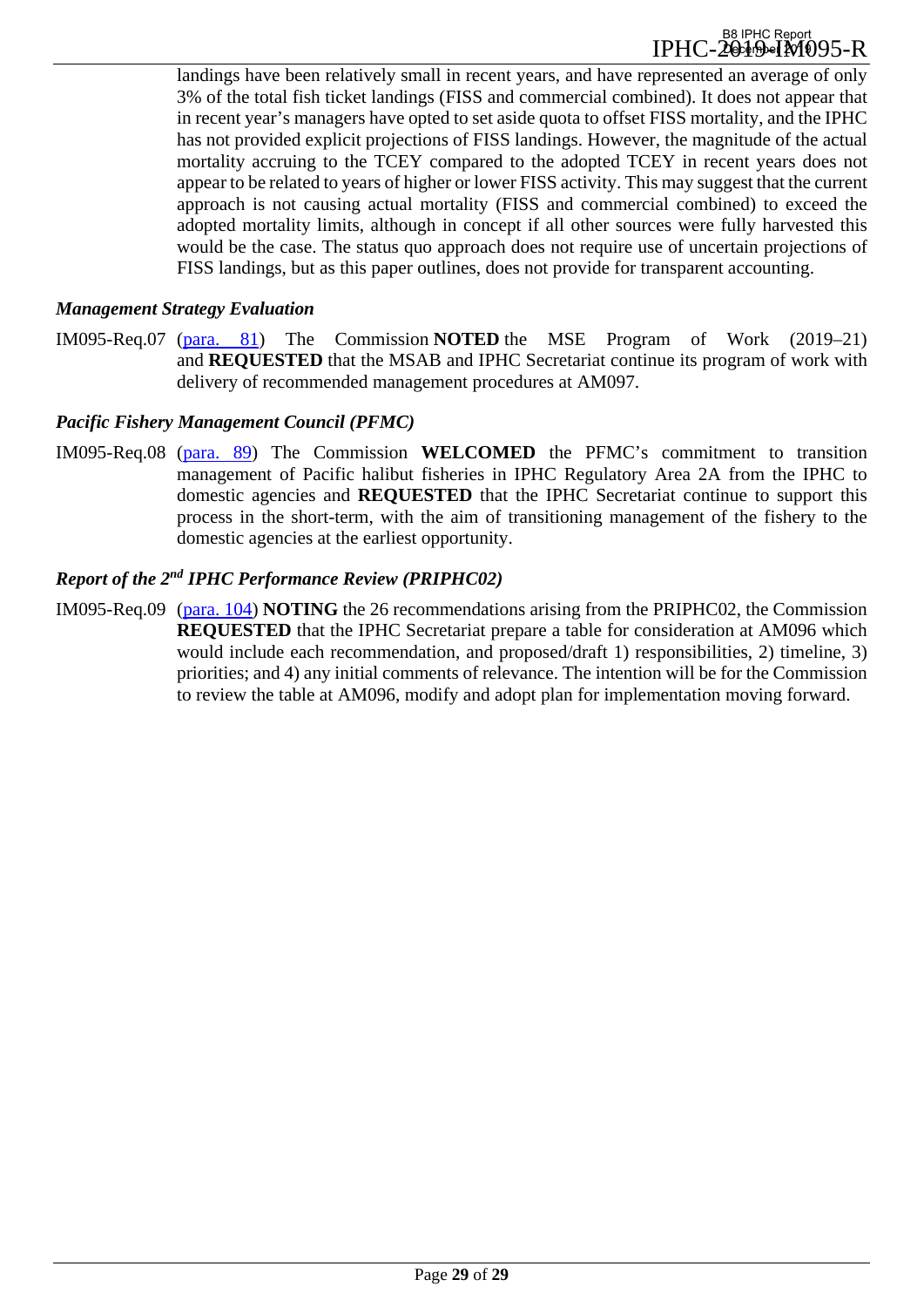landings have been relatively small in recent years, and have represented an average of only 3% of the total fish ticket landings (FISS and commercial combined). It does not appear that in recent year's managers have opted to set aside quota to offset FISS mortality, and the IPHC has not provided explicit projections of FISS landings. However, the magnitude of the actual mortality accruing to the TCEY compared to the adopted TCEY in recent years does not appear to be related to years of higher or lower FISS activity. This may suggest that the current approach is not causing actual mortality (FISS and commercial combined) to exceed the adopted mortality limits, although in concept if all other sources were fully harvested this would be the case. The status quo approach does not require use of uncertain projections of FISS landings, but as this paper outlines, does not provide for transparent accounting.

### *Management Strategy Evaluation*

IM095-Req.07 (para. 81) The Commission **NOTED** the MSE Program of Work (2019–21) and **REQUESTED** that the MSAB and IPHC Secretariat continue its program of work with delivery of recommended management procedures at AM097.

### *Pacific Fishery Management Council (PFMC)*

IM095-Req.08 (para. 89) The Commission **WELCOMED** the PFMC's commitment to transition management of Pacific halibut fisheries in IPHC Regulatory Area 2A from the IPHC to domestic agencies and **REQUESTED** that the IPHC Secretariat continue to support this process in the short-term, with the aim of transitioning management of the fishery to the domestic agencies at the earliest opportunity.

### *Report of the 2nd IPHC Performance Review (PRIPHC02)*

IM095-Req.09 (para. 104) **NOTING** the 26 recommendations arising from the PRIPHC02, the Commission **REQUESTED** that the IPHC Secretariat prepare a table for consideration at AM096 which would include each recommendation, and proposed/draft 1) responsibilities, 2) timeline, 3) priorities; and 4) any initial comments of relevance. The intention will be for the Commission to review the table at AM096, modify and adopt plan for implementation moving forward.